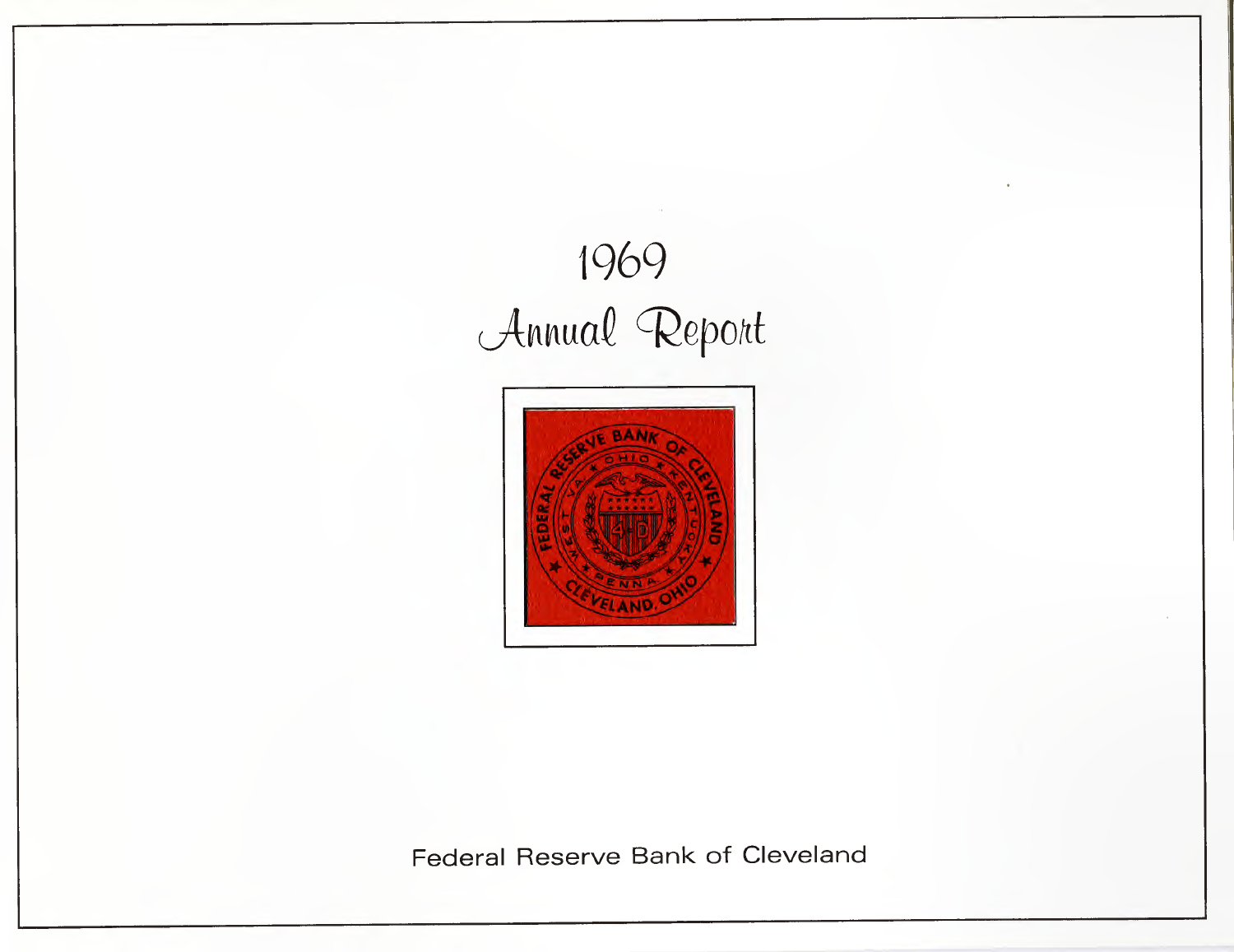# 1969
# Annual Report

Federal Reserve Bank of Cleveland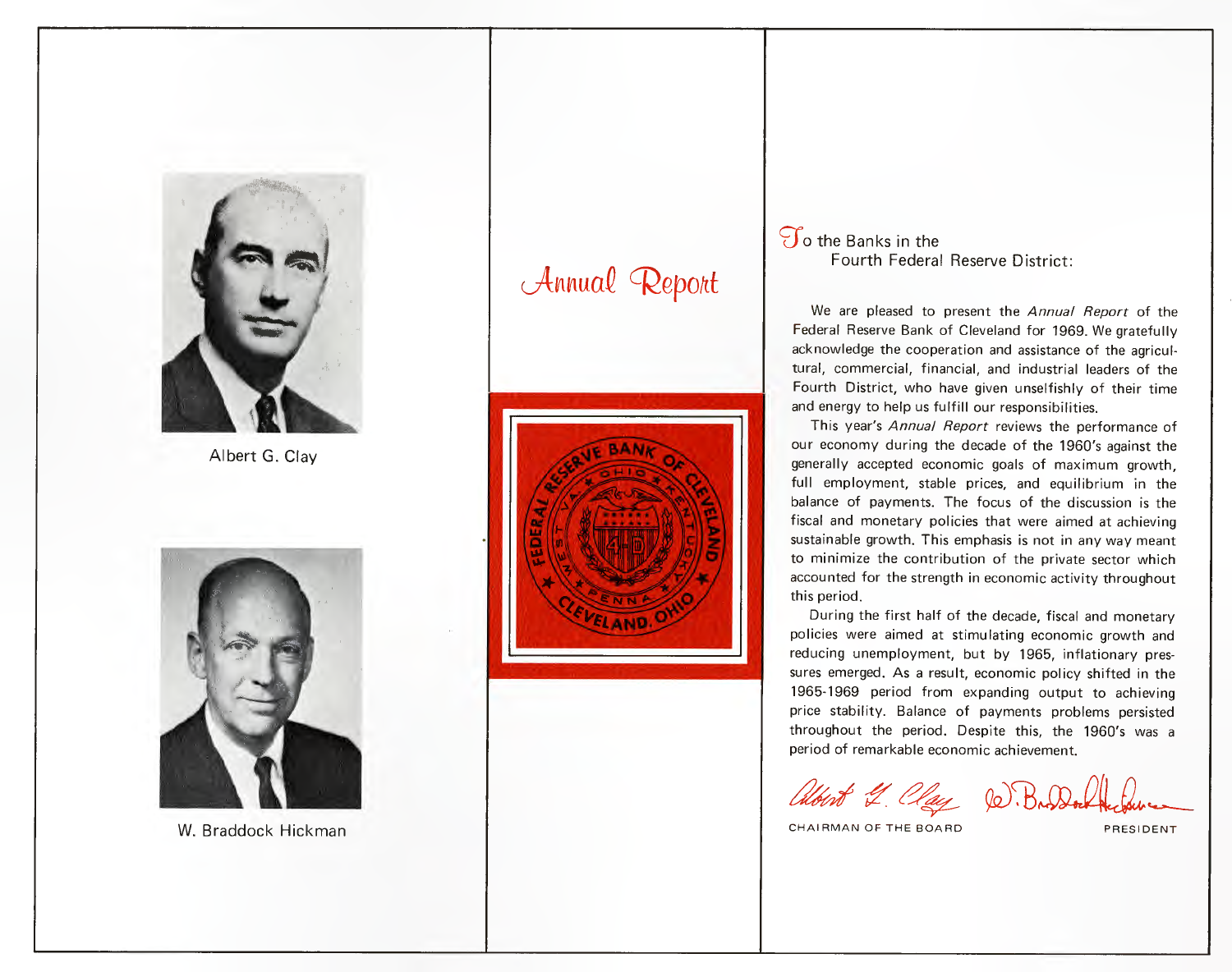Albert G. Clay

W. Braddock Hickman

# Annual Report

To the Banks in the
Fourth Federal Reserve District:

We are pleased to present the *Annual Report* of the Federal Reserve Bank of Cleveland for 1969. We gratefully acknowledge the cooperation and assistance of the agricultural, commercial, financial, and industrial leaders of the Fourth District, who have given unselfishly of their time and energy to help us fulfill our responsibilities.

This year's *Annual Report* reviews the performance of our economy during the decade of the 1960's against the generally accepted economic goals of maximum growth, full employment, stable prices, and equilibrium in the balance of payments. The focus of the discussion is the fiscal and monetary policies that were aimed at achieving sustainable growth. This emphasis is not in any way meant to minimize the contribution of the private sector which accounted for the strength in economic activity throughout this period.

During the first half of the decade, fiscal and monetary policies were aimed at stimulating economic growth and reducing unemployment, but by 1965, inflationary pressures emerged. As a result, economic policy shifted in the 1965-1969 period from expanding output to achieving price stability. Balance of payments problems persisted throughout the period. Despite this, the 1960's was a period of remarkable economic achievement.

Albert G. Clay — CHAIRMAN OF THE BOARD

W. Braddock Hickman — PRESIDENT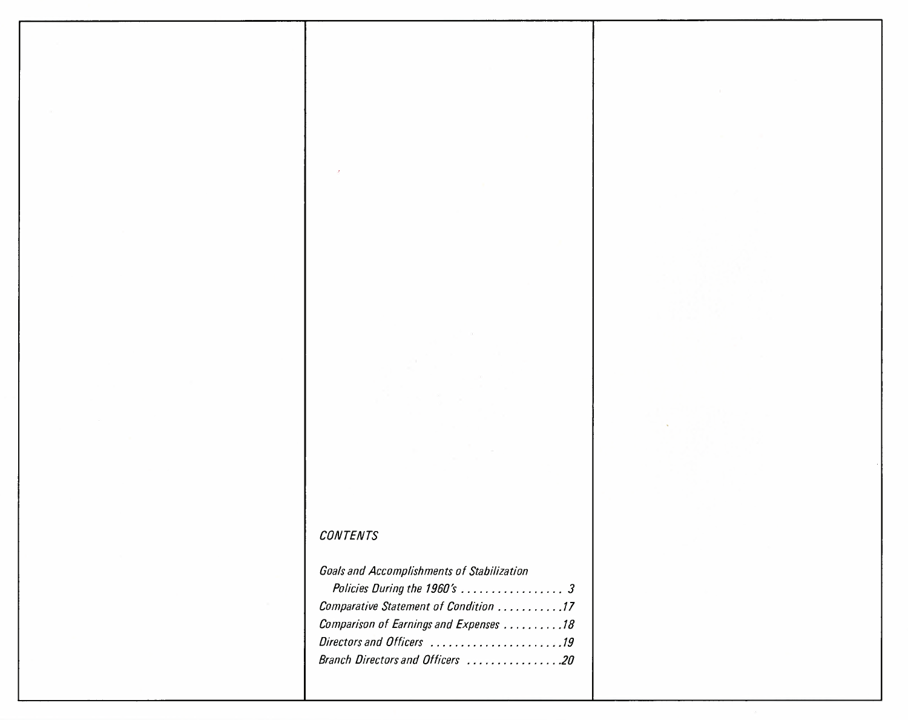*CONTENTS*

*Goals and Accomplishments of Stabilization Policies During the 1960's* . . . . . . . . . . . . . . . . . 3

*Comparative Statement of Condition* . . . . . . . . . . . 17

*Comparison of Earnings and Expenses* . . . . . . . . . . 18

*Directors and Officers* . . . . . . . . . . . . . . . . . . . . . . 19

*Branch Directors and Officers* . . . . . . . . . . . . . . . . 20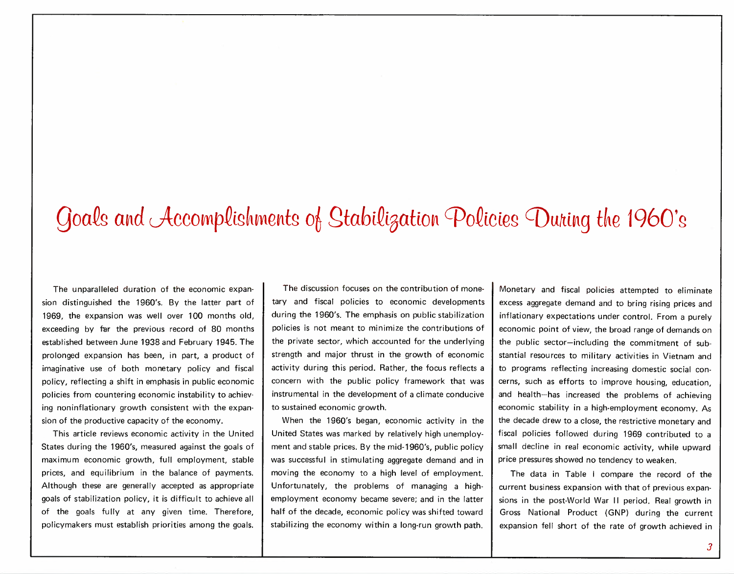# Goals and Accomplishments of Stabilization Policies During the 1960's

The unparalleled duration of the economic expansion distinguished the 1960's. By the latter part of 1969, the expansion was well over 100 months old, exceeding by far the previous record of 80 months established between June 1938 and February 1945. The prolonged expansion has been, in part, a product of imaginative use of both monetary policy and fiscal policy, reflecting a shift in emphasis in public economic policies from countering economic instability to achieving noninflationary growth consistent with the expansion of the productive capacity of the economy.

This article reviews economic activity in the United States during the 1960's, measured against the goals of maximum economic growth, full employment, stable prices, and equilibrium in the balance of payments. Although these are generally accepted as appropriate goals of stabilization policy, it is difficult to achieve all of the goals fully at any given time. Therefore, policymakers must establish priorities among the goals.

The discussion focuses on the contribution of monetary and fiscal policies to economic developments during the 1960's. The emphasis on public stabilization policies is not meant to minimize the contributions of the private sector, which accounted for the underlying strength and major thrust in the growth of economic activity during this period. Rather, the focus reflects a concern with the public policy framework that was instrumental in the development of a climate conducive to sustained economic growth.

When the 1960's began, economic activity in the United States was marked by relatively high unemployment and stable prices. By the mid-1960's, public policy was successful in stimulating aggregate demand and in moving the economy to a high level of employment. Unfortunately, the problems of managing a high-employment economy became severe; and in the latter half of the decade, economic policy was shifted toward stabilizing the economy within a long-run growth path. Monetary and fiscal policies attempted to eliminate excess aggregate demand and to bring rising prices and inflationary expectations under control. From a purely economic point of view, the broad range of demands on the public sector—including the commitment of substantial resources to military activities in Vietnam and to programs reflecting increasing domestic social concerns, such as efforts to improve housing, education, and health—has increased the problems of achieving economic stability in a high-employment economy. As the decade drew to a close, the restrictive monetary and fiscal policies followed during 1969 contributed to a small decline in real economic activity, while upward price pressures showed no tendency to weaken.

The data in Table I compare the record of the current business expansion with that of previous expansions in the post-World War II period. Real growth in Gross National Product (GNP) during the current expansion fell short of the rate of growth achieved in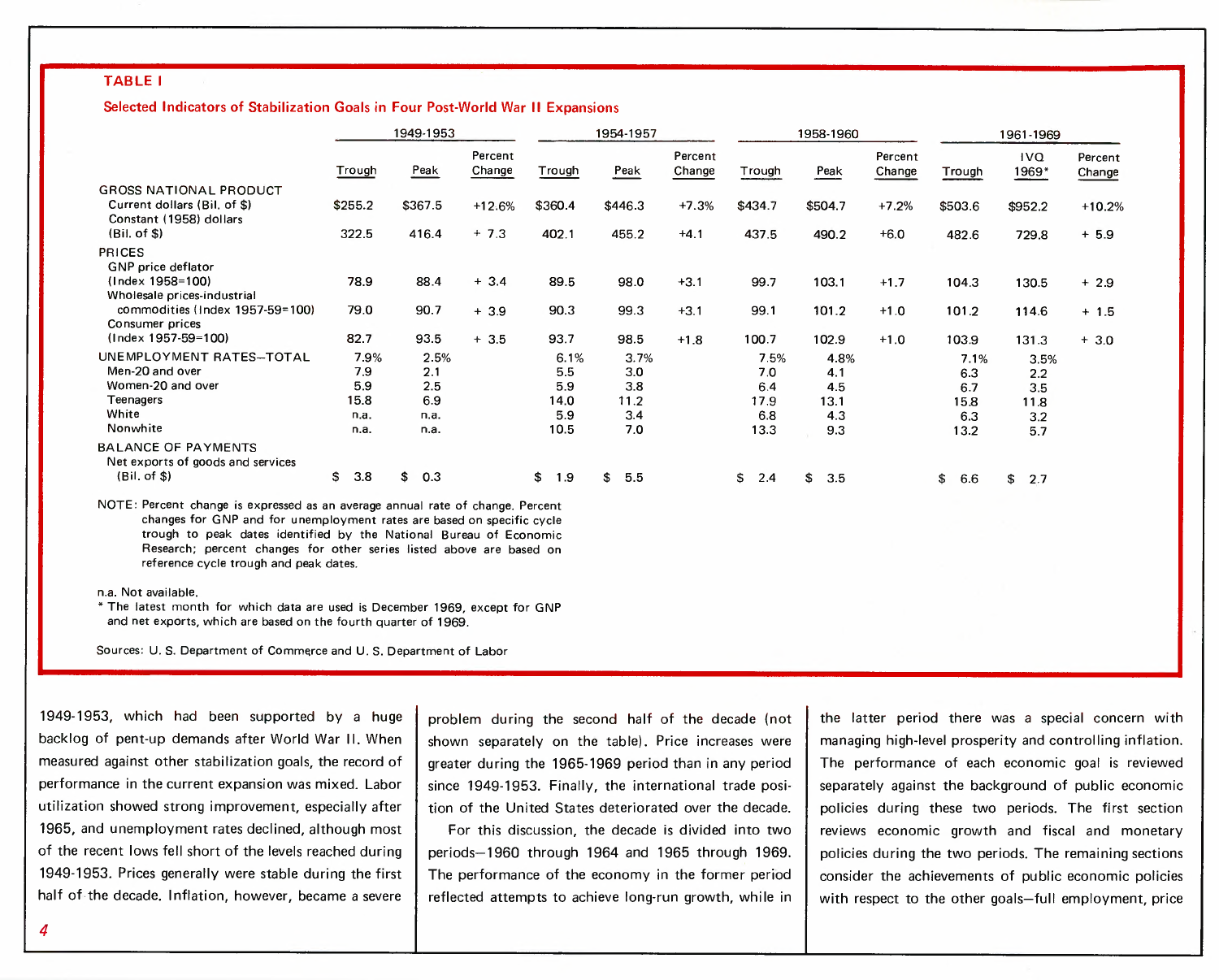**TABLE I**

**Selected Indicators of Stabilization Goals in Four Post-World War II Expansions**

| | 1949-1953 | | | 1954-1957 | | | 1958-1960 | | | 1961-1969 | | |
|---|---|---|---|---|---|---|---|---|---|---|---|---|
| | Trough | Peak | Percent Change | Trough | Peak | Percent Change | Trough | Peak | Percent Change | Trough | IVQ 1969* | Percent Change |
| GROSS NATIONAL PRODUCT | | | | | | | | | | | | |
| Current dollars (Bil. of $) | $255.2 | $367.5 | +12.6% | $360.4 | $446.3 | +7.3% | $434.7 | $504.7 | +7.2% | $503.6 | $952.2 | +10.2% |
| Constant (1958) dollars (Bil. of $) | 322.5 | 416.4 | + 7.3 | 402.1 | 455.2 | +4.1 | 437.5 | 490.2 | +6.0 | 482.6 | 729.8 | + 5.9 |
| PRICES | | | | | | | | | | | | |
| GNP price deflator (Index 1958=100) | 78.9 | 88.4 | + 3.4 | 89.5 | 98.0 | +3.1 | 99.7 | 103.1 | +1.7 | 104.3 | 130.5 | + 2.9 |
| Wholesale prices-industrial commodities (Index 1957-59=100) | 79.0 | 90.7 | + 3.9 | 90.3 | 99.3 | +3.1 | 99.1 | 101.2 | +1.0 | 101.2 | 114.6 | + 1.5 |
| Consumer prices (Index 1957-59=100) | 82.7 | 93.5 | + 3.5 | 93.7 | 98.5 | +1.8 | 100.7 | 102.9 | +1.0 | 103.9 | 131.3 | + 3.0 |
| UNEMPLOYMENT RATES–TOTAL | 7.9% | 2.5% | | 6.1% | 3.7% | | 7.5% | 4.8% | | 7.1% | 3.5% | |
| Men-20 and over | 7.9 | 2.1 | | 5.5 | 3.0 | | 7.0 | 4.1 | | 6.3 | 2.2 | |
| Women-20 and over | 5.9 | 2.5 | | 5.9 | 3.8 | | 6.4 | 4.5 | | 6.7 | 3.5 | |
| Teenagers | 15.8 | 6.9 | | 14.0 | 11.2 | | 17.9 | 13.1 | | 15.8 | 11.8 | |
| White | n.a. | n.a. | | 5.9 | 3.4 | | 6.8 | 4.3 | | 6.3 | 3.2 | |
| Nonwhite | n.a. | n.a. | | 10.5 | 7.0 | | 13.3 | 9.3 | | 13.2 | 5.7 | |
| BALANCE OF PAYMENTS | | | | | | | | | | | | |
| Net exports of goods and services (Bil. of $) | $ 3.8 | $ 0.3 | | $ 1.9 | $ 5.5 | | $ 2.4 | $ 3.5 | | $ 6.6 | $ 2.7 | |

NOTE: Percent change is expressed as an average annual rate of change. Percent changes for GNP and for unemployment rates are based on specific cycle trough to peak dates identified by the National Bureau of Economic Research; percent changes for other series listed above are based on reference cycle trough and peak dates.

n.a. Not available.

\* The latest month for which data are used is December 1969, except for GNP and net exports, which are based on the fourth quarter of 1969.

Sources: U. S. Department of Commerce and U. S. Department of Labor

1949-1953, which had been supported by a huge backlog of pent-up demands after World War II. When measured against other stabilization goals, the record of performance in the current expansion was mixed. Labor utilization showed strong improvement, especially after 1965, and unemployment rates declined, although most of the recent lows fell short of the levels reached during 1949-1953. Prices generally were stable during the first half of the decade. Inflation, however, became a severe problem during the second half of the decade (not shown separately on the table). Price increases were greater during the 1965-1969 period than in any period since 1949-1953. Finally, the international trade position of the United States deteriorated over the decade.

For this discussion, the decade is divided into two periods—1960 through 1964 and 1965 through 1969. The performance of the economy in the former period reflected attempts to achieve long-run growth, while in the latter period there was a special concern with managing high-level prosperity and controlling inflation. The performance of each economic goal is reviewed separately against the background of public economic policies during these two periods. The first section reviews economic growth and fiscal and monetary policies during the two periods. The remaining sections consider the achievements of public economic policies with respect to the other goals—full employment, price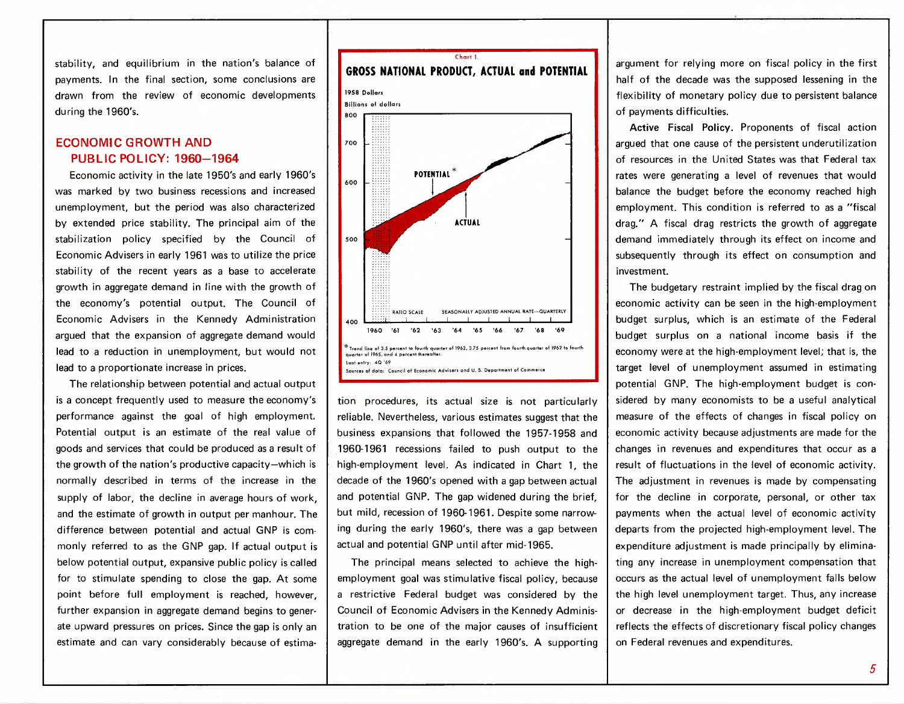stability, and equilibrium in the nation's balance of payments. In the final section, some conclusions are drawn from the review of economic developments during the 1960's.

## ECONOMIC GROWTH AND PUBLIC POLICY: 1960–1964

Economic activity in the late 1950's and early 1960's was marked by two business recessions and increased unemployment, but the period was also characterized by extended price stability. The principal aim of the stabilization policy specified by the Council of Economic Advisers in early 1961 was to utilize the price stability of the recent years as a base to accelerate growth in aggregate demand in line with the growth of the economy's potential output. The Council of Economic Advisers in the Kennedy Administration argued that the expansion of aggregate demand would lead to a reduction in unemployment, but would not lead to a proportionate increase in prices.

The relationship between potential and actual output is a concept frequently used to measure the economy's performance against the goal of high employment. Potential output is an estimate of the real value of goods and services that could be produced as a result of the growth of the nation's productive capacity—which is normally described in terms of the increase in the supply of labor, the decline in average hours of work, and the estimate of growth in output per manhour. The difference between potential and actual GNP is commonly referred to as the GNP gap. If actual output is below potential output, expansive public policy is called for to stimulate spending to close the gap. At some point before full employment is reached, however, further expansion in aggregate demand begins to generate upward pressures on prices. Since the gap is only an estimate and can vary considerably because of estimation procedures, its actual size is not particularly reliable. Nevertheless, various estimates suggest that the business expansions that followed the 1957-1958 and 1960-1961 recessions failed to push output to the high-employment level. As indicated in Chart 1, the decade of the 1960's opened with a gap between actual and potential GNP. The gap widened during the brief, but mild, recession of 1960-1961. Despite some narrowing during the early 1960's, there was a gap between actual and potential GNP until after mid-1965.

Chart 1.

**GROSS NATIONAL PRODUCT, ACTUAL and POTENTIAL**

\* Trend line of 3.5 percent to fourth quarter of 1962, 3.75 percent from fourth quarter of 1962 to fourth quarter of 1965, and 4 percent thereafter.
Last entry: 4Q '69
Sources of data: Council of Economic Advisers and U. S. Department of Commerce

The principal means selected to achieve the high-employment goal was stimulative fiscal policy, because a restrictive Federal budget was considered by the Council of Economic Advisers in the Kennedy Administration to be one of the major causes of insufficient aggregate demand in the early 1960's. A supporting argument for relying more on fiscal policy in the first half of the decade was the supposed lessening in the flexibility of monetary policy due to persistent balance of payments difficulties.

**Active Fiscal Policy.** Proponents of fiscal action argued that one cause of the persistent underutilization of resources in the United States was that Federal tax rates were generating a level of revenues that would balance the budget before the economy reached high employment. This condition is referred to as a "fiscal drag." A fiscal drag restricts the growth of aggregate demand immediately through its effect on income and subsequently through its effect on consumption and investment.

The budgetary restraint implied by the fiscal drag on economic activity can be seen in the high-employment budget surplus, which is an estimate of the Federal budget surplus on a national income basis if the economy were at the high-employment level; that is, the target level of unemployment assumed in estimating potential GNP. The high-employment budget is considered by many economists to be a useful analytical measure of the effects of changes in fiscal policy on economic activity because adjustments are made for the changes in revenues and expenditures that occur as a result of fluctuations in the level of economic activity. The adjustment in revenues is made by compensating for the decline in corporate, personal, or other tax payments when the actual level of economic activity departs from the projected high-employment level. The expenditure adjustment is made principally by eliminating any increase in unemployment compensation that occurs as the actual level of unemployment falls below the high level unemployment target. Thus, any increase or decrease in the high-employment budget deficit reflects the effects of discretionary fiscal policy changes on Federal revenues and expenditures.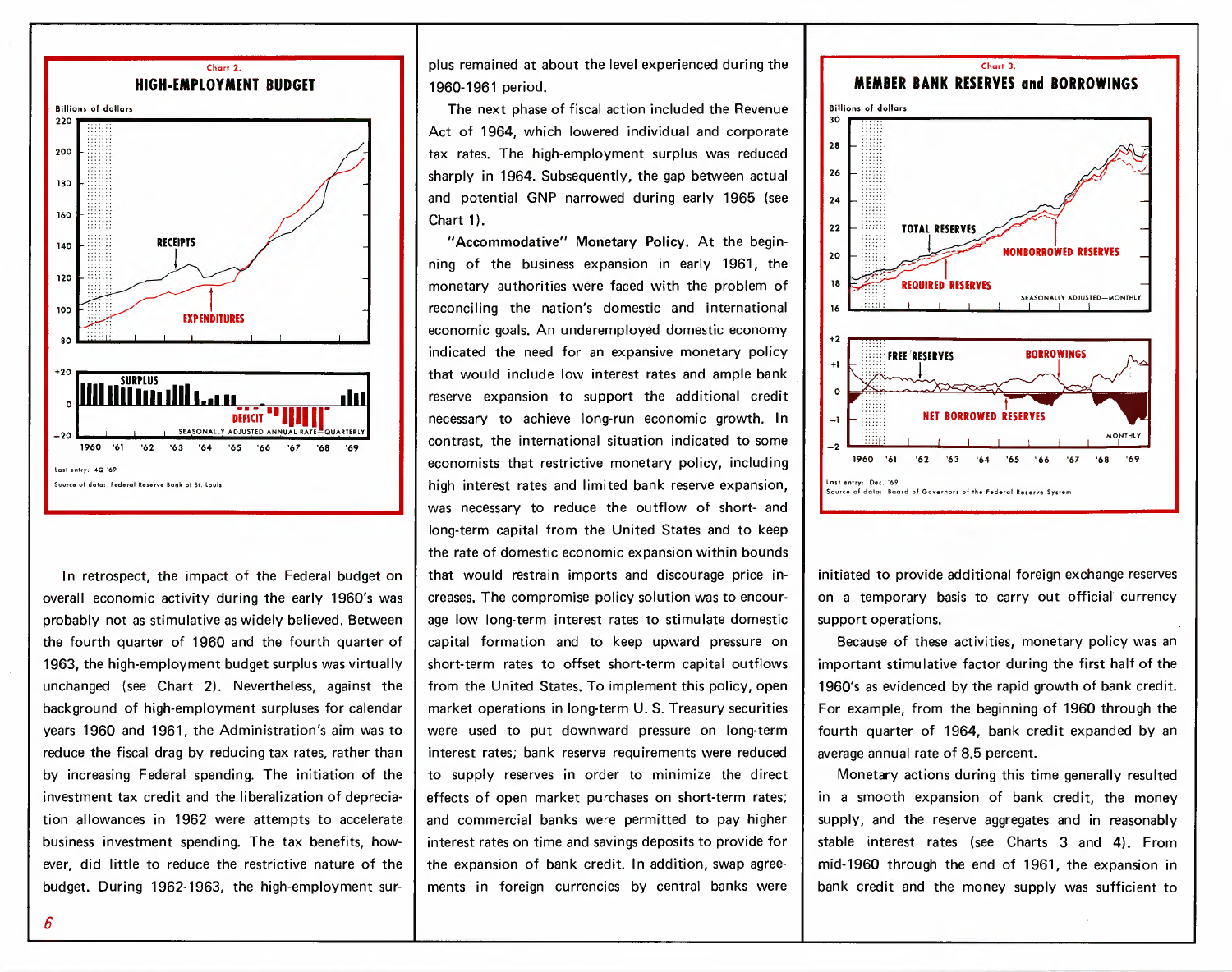**Chart 2.**

**HIGH-EMPLOYMENT BUDGET**

Last entry: 4Q '69

Source of data: Federal Reserve Bank of St. Louis

In retrospect, the impact of the Federal budget on overall economic activity during the early 1960's was probably not as stimulative as widely believed. Between the fourth quarter of 1960 and the fourth quarter of 1963, the high-employment budget surplus was virtually unchanged (see Chart 2). Nevertheless, against the background of high-employment surpluses for calendar years 1960 and 1961, the Administration's aim was to reduce the fiscal drag by reducing tax rates, rather than by increasing Federal spending. The initiation of the investment tax credit and the liberalization of depreciation allowances in 1962 were attempts to accelerate business investment spending. The tax benefits, however, did little to reduce the restrictive nature of the budget. During 1962-1963, the high-employment surplus remained at about the level experienced during the 1960-1961 period.

The next phase of fiscal action included the Revenue Act of 1964, which lowered individual and corporate tax rates. The high-employment surplus was reduced sharply in 1964. Subsequently, the gap between actual and potential GNP narrowed during early 1965 (see Chart 1).

**"Accommodative" Monetary Policy.** At the beginning of the business expansion in early 1961, the monetary authorities were faced with the problem of reconciling the nation's domestic and international economic goals. An underemployed domestic economy indicated the need for an expansive monetary policy that would include low interest rates and ample bank reserve expansion to support the additional credit necessary to achieve long-run economic growth. In contrast, the international situation indicated to some economists that restrictive monetary policy, including high interest rates and limited bank reserve expansion, was necessary to reduce the outflow of short- and long-term capital from the United States and to keep the rate of domestic economic expansion within bounds that would restrain imports and discourage price increases. The compromise policy solution was to encourage low long-term interest rates to stimulate domestic capital formation and to keep upward pressure on short-term rates to offset short-term capital outflows from the United States. To implement this policy, open market operations in long-term U. S. Treasury securities were used to put downward pressure on long-term interest rates; bank reserve requirements were reduced to supply reserves in order to minimize the direct effects of open market purchases on short-term rates; and commercial banks were permitted to pay higher interest rates on time and savings deposits to provide for the expansion of bank credit. In addition, swap agreements in foreign currencies by central banks were initiated to provide additional foreign exchange reserves on a temporary basis to carry out official currency support operations.

**Chart 3.**

**MEMBER BANK RESERVES and BORROWINGS**

Last entry: Dec. '69

Source of data: Board of Governors of the Federal Reserve System

Because of these activities, monetary policy was an important stimulative factor during the first half of the 1960's as evidenced by the rapid growth of bank credit. For example, from the beginning of 1960 through the fourth quarter of 1964, bank credit expanded by an average annual rate of 8.5 percent.

Monetary actions during this time generally resulted in a smooth expansion of bank credit, the money supply, and the reserve aggregates and in reasonably stable interest rates (see Charts 3 and 4). From mid-1960 through the end of 1961, the expansion in bank credit and the money supply was sufficient to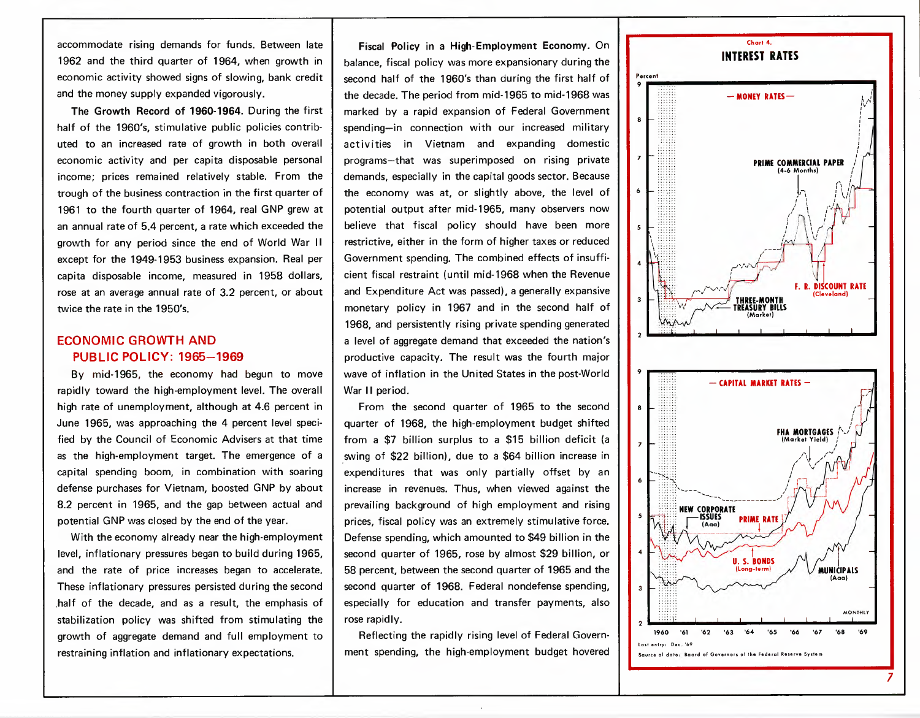accommodate rising demands for funds. Between late 1962 and the third quarter of 1964, when growth in economic activity showed signs of slowing, bank credit and the money supply expanded vigorously.

**The Growth Record of 1960-1964.** During the first half of the 1960's, stimulative public policies contributed to an increased rate of growth in both overall economic activity and per capita disposable personal income; prices remained relatively stable. From the trough of the business contraction in the first quarter of 1961 to the fourth quarter of 1964, real GNP grew at an annual rate of 5.4 percent, a rate which exceeded the growth for any period since the end of World War II except for the 1949-1953 business expansion. Real per capita disposable income, measured in 1958 dollars, rose at an average annual rate of 3.2 percent, or about twice the rate in the 1950's.

## ECONOMIC GROWTH AND PUBLIC POLICY: 1965—1969

By mid-1965, the economy had begun to move rapidly toward the high-employment level. The overall high rate of unemployment, although at 4.6 percent in June 1965, was approaching the 4 percent level specified by the Council of Economic Advisers at that time as the high-employment target. The emergence of a capital spending boom, in combination with soaring defense purchases for Vietnam, boosted GNP by about 8.2 percent in 1965, and the gap between actual and potential GNP was closed by the end of the year.

With the economy already near the high-employment level, inflationary pressures began to build during 1965, and the rate of price increases began to accelerate. These inflationary pressures persisted during the second half of the decade, and as a result, the emphasis of stabilization policy was shifted from stimulating the growth of aggregate demand and full employment to restraining inflation and inflationary expectations.

**Fiscal Policy in a High-Employment Economy.** On balance, fiscal policy was more expansionary during the second half of the 1960's than during the first half of the decade. The period from mid-1965 to mid-1968 was marked by a rapid expansion of Federal Government spending—in connection with our increased military activities in Vietnam and expanding domestic programs—that was superimposed on rising private demands, especially in the capital goods sector. Because the economy was at, or slightly above, the level of potential output after mid-1965, many observers now believe that fiscal policy should have been more restrictive, either in the form of higher taxes or reduced Government spending. The combined effects of insufficient fiscal restraint (until mid-1968 when the Revenue and Expenditure Act was passed), a generally expansive monetary policy in 1967 and in the second half of 1968, and persistently rising private spending generated a level of aggregate demand that exceeded the nation's productive capacity. The result was the fourth major wave of inflation in the United States in the post-World War II period.

From the second quarter of 1965 to the second quarter of 1968, the high-employment budget shifted from a $7 billion surplus to a $15 billion deficit (a swing of $22 billion), due to a $64 billion increase in expenditures that was only partially offset by an increase in revenues. Thus, when viewed against the prevailing background of high employment and rising prices, fiscal policy was an extremely stimulative force. Defense spending, which amounted to $49 billion in the second quarter of 1965, rose by almost $29 billion, or 58 percent, between the second quarter of 1965 and the second quarter of 1968. Federal nondefense spending, especially for education and transfer payments, also rose rapidly.

Reflecting the rapidly rising level of Federal Government spending, the high-employment budget hovered

Chart 4.
**INTEREST RATES**

Last entry: Dec. '69

Source of data: Board of Governors of the Federal Reserve System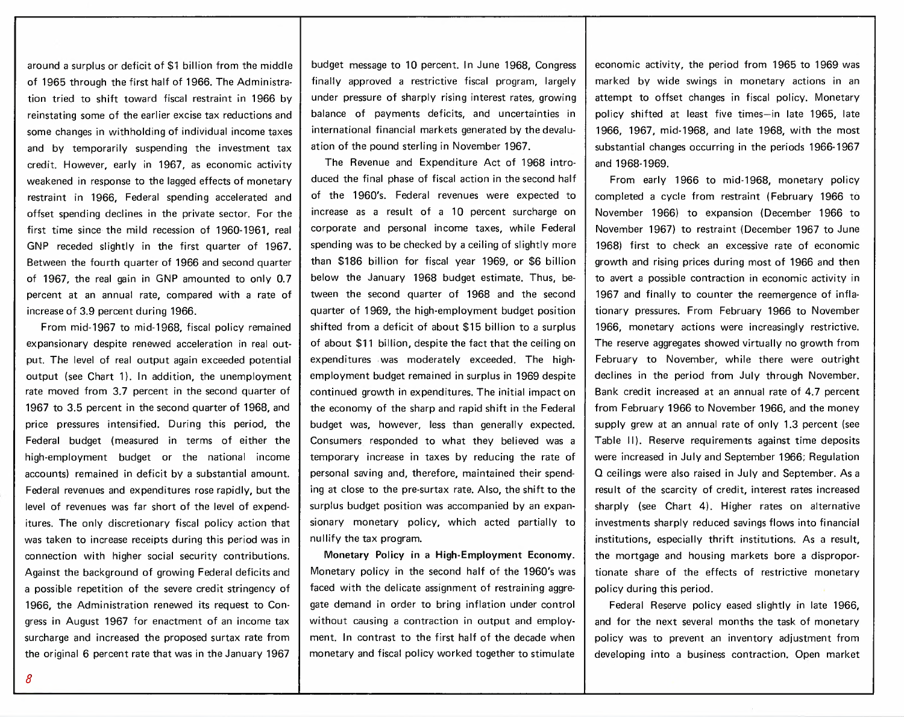around a surplus or deficit of $1 billion from the middle of 1965 through the first half of 1966. The Administration tried to shift toward fiscal restraint in 1966 by reinstating some of the earlier excise tax reductions and some changes in withholding of individual income taxes and by temporarily suspending the investment tax credit. However, early in 1967, as economic activity weakened in response to the lagged effects of monetary restraint in 1966, Federal spending accelerated and offset spending declines in the private sector. For the first time since the mild recession of 1960-1961, real GNP receded slightly in the first quarter of 1967. Between the fourth quarter of 1966 and second quarter of 1967, the real gain in GNP amounted to only 0.7 percent at an annual rate, compared with a rate of increase of 3.9 percent during 1966.

From mid-1967 to mid-1968, fiscal policy remained expansionary despite renewed acceleration in real output. The level of real output again exceeded potential output (see Chart 1). In addition, the unemployment rate moved from 3.7 percent in the second quarter of 1967 to 3.5 percent in the second quarter of 1968, and price pressures intensified. During this period, the Federal budget (measured in terms of either the high-employment budget or the national income accounts) remained in deficit by a substantial amount. Federal revenues and expenditures rose rapidly, but the level of revenues was far short of the level of expenditures. The only discretionary fiscal policy action that was taken to increase receipts during this period was in connection with higher social security contributions. Against the background of growing Federal deficits and a possible repetition of the severe credit stringency of 1966, the Administration renewed its request to Congress in August 1967 for enactment of an income tax surcharge and increased the proposed surtax rate from the original 6 percent rate that was in the January 1967 budget message to 10 percent. In June 1968, Congress finally approved a restrictive fiscal program, largely under pressure of sharply rising interest rates, growing balance of payments deficits, and uncertainties in international financial markets generated by the devaluation of the pound sterling in November 1967.

The Revenue and Expenditure Act of 1968 introduced the final phase of fiscal action in the second half of the 1960's. Federal revenues were expected to increase as a result of a 10 percent surcharge on corporate and personal income taxes, while Federal spending was to be checked by a ceiling of slightly more than $186 billion for fiscal year 1969, or $6 billion below the January 1968 budget estimate. Thus, between the second quarter of 1968 and the second quarter of 1969, the high-employment budget position shifted from a deficit of about $15 billion to a surplus of about $11 billion, despite the fact that the ceiling on expenditures was moderately exceeded. The high-employment budget remained in surplus in 1969 despite continued growth in expenditures. The initial impact on the economy of the sharp and rapid shift in the Federal budget was, however, less than generally expected. Consumers responded to what they believed was a temporary increase in taxes by reducing the rate of personal saving and, therefore, maintained their spending at close to the pre-surtax rate. Also, the shift to the surplus budget position was accompanied by an expansionary monetary policy, which acted partially to nullify the tax program.

**Monetary Policy in a High-Employment Economy.** Monetary policy in the second half of the 1960's was faced with the delicate assignment of restraining aggregate demand in order to bring inflation under control without causing a contraction in output and employment. In contrast to the first half of the decade when monetary and fiscal policy worked together to stimulate economic activity, the period from 1965 to 1969 was marked by wide swings in monetary actions in an attempt to offset changes in fiscal policy. Monetary policy shifted at least five times—in late 1965, late 1966, 1967, mid-1968, and late 1968, with the most substantial changes occurring in the periods 1966-1967 and 1968-1969.

From early 1966 to mid-1968, monetary policy completed a cycle from restraint (February 1966 to November 1966) to expansion (December 1966 to November 1967) to restraint (December 1967 to June 1968) first to check an excessive rate of economic growth and rising prices during most of 1966 and then to avert a possible contraction in economic activity in 1967 and finally to counter the reemergence of inflationary pressures. From February 1966 to November 1966, monetary actions were increasingly restrictive. The reserve aggregates showed virtually no growth from February to November, while there were outright declines in the period from July through November. Bank credit increased at an annual rate of 4.7 percent from February 1966 to November 1966, and the money supply grew at an annual rate of only 1.3 percent (see Table II). Reserve requirements against time deposits were increased in July and September 1966; Regulation Q ceilings were also raised in July and September. As a result of the scarcity of credit, interest rates increased sharply (see Chart 4). Higher rates on alternative investments sharply reduced savings flows into financial institutions, especially thrift institutions. As a result, the mortgage and housing markets bore a disproportionate share of the effects of restrictive monetary policy during this period.

Federal Reserve policy eased slightly in late 1966, and for the next several months the task of monetary policy was to prevent an inventory adjustment from developing into a business contraction. Open market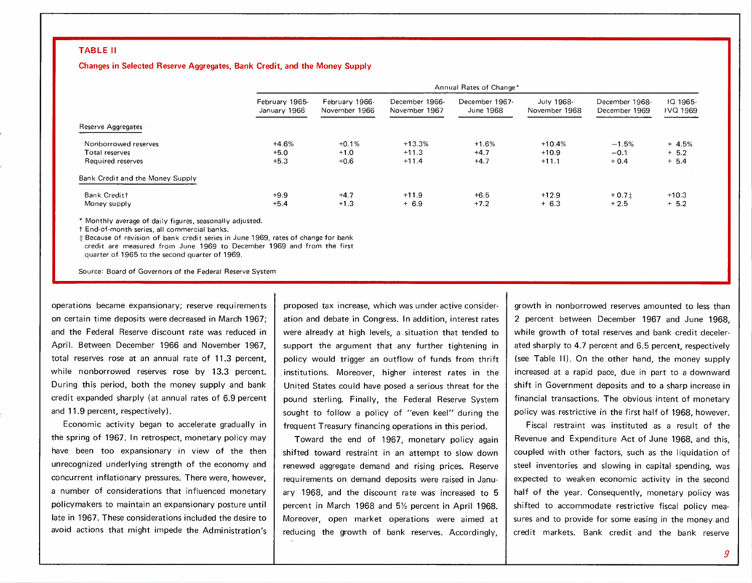**TABLE II**

**Changes in Selected Reserve Aggregates, Bank Credit, and the Money Supply**

| | Annual Rates of Change* | | | | | | |
|---|---|---|---|---|---|---|---|
| | February 1965-January 1966 | February 1966-November 1966 | December 1966-November 1967 | December 1967-June 1968 | July 1968-November 1968 | December 1968-December 1969 | IQ 1965-IVQ 1969 |
| **Reserve Aggregates** | | | | | | | |
| Nonborrowed reserves | +4.6% | +0.1% | +13.3% | +1.6% | +10.4% | −1.5% | + 4.5% |
| Total reserves | +5.0 | +1.0 | +11.3 | +4.7 | +10.9 | −0.1 | + 5.2 |
| Required reserves | +5.3 | +0.6 | +11.4 | +4.7 | +11.1 | + 0.4 | + 5.4 |
| **Bank Credit and the Money Supply** | | | | | | | |
| Bank Credit† | +9.9 | +4.7 | +11.9 | +6.5 | +12.9 | + 0.7‡ | +10.3 |
| Money supply | +5.4 | +1.3 | + 6.9 | +7.2 | + 6.3 | + 2.5 | + 5.2 |

* Monthly average of daily figures, seasonally adjusted.
† End-of-month series, all commercial banks.
‡ Because of revision of bank credit series in June 1969, rates of change for bank credit are measured from June 1969 to December 1969 and from the first quarter of 1965 to the second quarter of 1969.

Source: Board of Governors of the Federal Reserve System

operations became expansionary; reserve requirements on certain time deposits were decreased in March 1967; and the Federal Reserve discount rate was reduced in April. Between December 1966 and November 1967, total reserves rose at an annual rate of 11.3 percent, while nonborrowed reserves rose by 13.3 percent. During this period, both the money supply and bank credit expanded sharply (at annual rates of 6.9 percent and 11.9 percent, respectively).

Economic activity began to accelerate gradually in the spring of 1967. In retrospect, monetary policy may have been too expansionary in view of the then unrecognized underlying strength of the economy and concurrent inflationary pressures. There were, however, a number of considerations that influenced monetary policymakers to maintain an expansionary posture until late in 1967. These considerations included the desire to avoid actions that might impede the Administration's proposed tax increase, which was under active consideration and debate in Congress. In addition, interest rates were already at high levels, a situation that tended to support the argument that any further tightening in policy would trigger an outflow of funds from thrift institutions. Moreover, higher interest rates in the United States could have posed a serious threat for the pound sterling. Finally, the Federal Reserve System sought to follow a policy of "even keel" during the frequent Treasury financing operations in this period.

Toward the end of 1967, monetary policy again shifted toward restraint in an attempt to slow down renewed aggregate demand and rising prices. Reserve requirements on demand deposits were raised in January 1968, and the discount rate was increased to 5 percent in March 1968 and 5½ percent in April 1968. Moreover, open market operations were aimed at reducing the growth of bank reserves. Accordingly, growth in nonborrowed reserves amounted to less than 2 percent between December 1967 and June 1968, while growth of total reserves and bank credit decelerated sharply to 4.7 percent and 6.5 percent, respectively (see Table II). On the other hand, the money supply increased at a rapid pace, due in part to a downward shift in Government deposits and to a sharp increase in financial transactions. The obvious intent of monetary policy was restrictive in the first half of 1968, however.

Fiscal restraint was instituted as a result of the Revenue and Expenditure Act of June 1968, and this, coupled with other factors, such as the liquidation of steel inventories and slowing in capital spending, was expected to weaken economic activity in the second half of the year. Consequently, monetary policy was shifted to accommodate restrictive fiscal policy measures and to provide for some easing in the money and credit markets. Bank credit and the bank reserve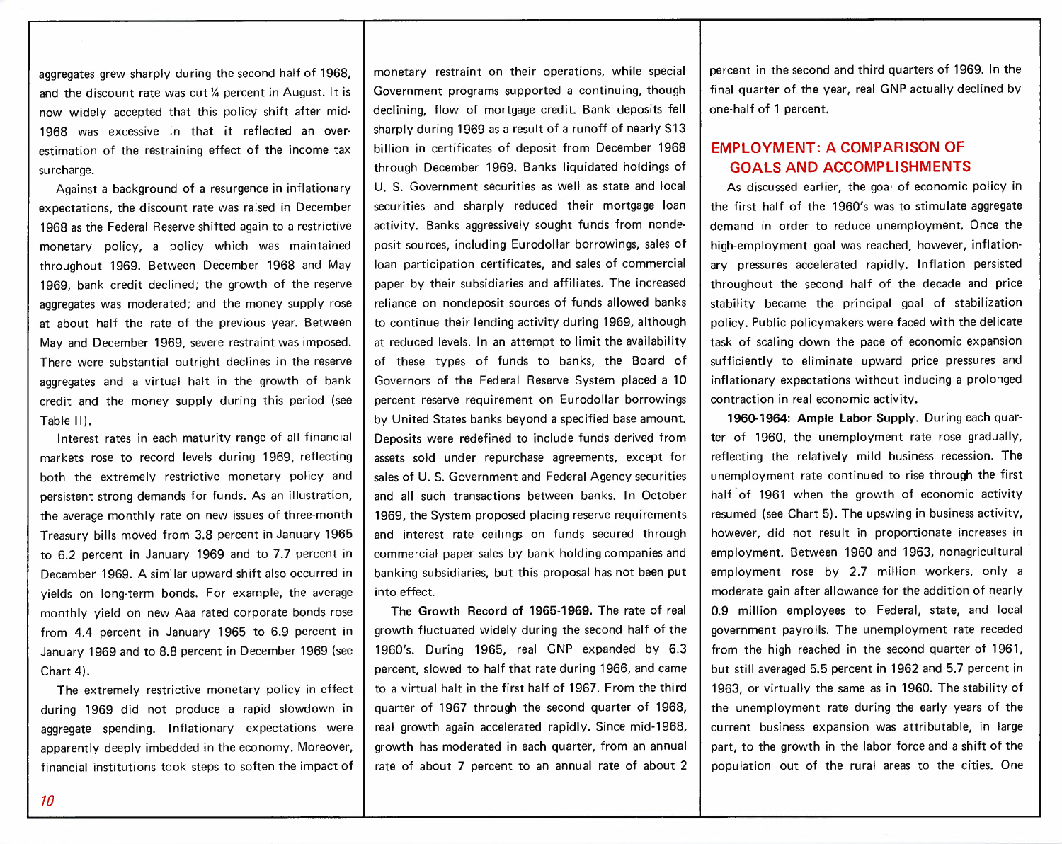aggregates grew sharply during the second half of 1968, and the discount rate was cut ¼ percent in August. It is now widely accepted that this policy shift after mid-1968 was excessive in that it reflected an overestimation of the restraining effect of the income tax surcharge.

Against a background of a resurgence in inflationary expectations, the discount rate was raised in December 1968 as the Federal Reserve shifted again to a restrictive monetary policy, a policy which was maintained throughout 1969. Between December 1968 and May 1969, bank credit declined; the growth of the reserve aggregates was moderated; and the money supply rose at about half the rate of the previous year. Between May and December 1969, severe restraint was imposed. There were substantial outright declines in the reserve aggregates and a virtual halt in the growth of bank credit and the money supply during this period (see Table II).

Interest rates in each maturity range of all financial markets rose to record levels during 1969, reflecting both the extremely restrictive monetary policy and persistent strong demands for funds. As an illustration, the average monthly rate on new issues of three-month Treasury bills moved from 3.8 percent in January 1965 to 6.2 percent in January 1969 and to 7.7 percent in December 1969. A similar upward shift also occurred in yields on long-term bonds. For example, the average monthly yield on new Aaa rated corporate bonds rose from 4.4 percent in January 1965 to 6.9 percent in January 1969 and to 8.8 percent in December 1969 (see Chart 4).

The extremely restrictive monetary policy in effect during 1969 did not produce a rapid slowdown in aggregate spending. Inflationary expectations were apparently deeply imbedded in the economy. Moreover, financial institutions took steps to soften the impact of monetary restraint on their operations, while special Government programs supported a continuing, though declining, flow of mortgage credit. Bank deposits fell sharply during 1969 as a result of a runoff of nearly $13 billion in certificates of deposit from December 1968 through December 1969. Banks liquidated holdings of U. S. Government securities as well as state and local securities and sharply reduced their mortgage loan activity. Banks aggressively sought funds from nondeposit sources, including Eurodollar borrowings, sales of loan participation certificates, and sales of commercial paper by their subsidiaries and affiliates. The increased reliance on nondeposit sources of funds allowed banks to continue their lending activity during 1969, although at reduced levels. In an attempt to limit the availability of these types of funds to banks, the Board of Governors of the Federal Reserve System placed a 10 percent reserve requirement on Eurodollar borrowings by United States banks beyond a specified base amount. Deposits were redefined to include funds derived from assets sold under repurchase agreements, except for sales of U. S. Government and Federal Agency securities and all such transactions between banks. In October 1969, the System proposed placing reserve requirements and interest rate ceilings on funds secured through commercial paper sales by bank holding companies and banking subsidiaries, but this proposal has not been put into effect.

**The Growth Record of 1965-1969.** The rate of real growth fluctuated widely during the second half of the 1960's. During 1965, real GNP expanded by 6.3 percent, slowed to half that rate during 1966, and came to a virtual halt in the first half of 1967. From the third quarter of 1967 through the second quarter of 1968, real growth again accelerated rapidly. Since mid-1968, growth has moderated in each quarter, from an annual rate of about 7 percent to an annual rate of about 2 percent in the second and third quarters of 1969. In the final quarter of the year, real GNP actually declined by one-half of 1 percent.

## EMPLOYMENT: A COMPARISON OF GOALS AND ACCOMPLISHMENTS

As discussed earlier, the goal of economic policy in the first half of the 1960's was to stimulate aggregate demand in order to reduce unemployment. Once the high-employment goal was reached, however, inflationary pressures accelerated rapidly. Inflation persisted throughout the second half of the decade and price stability became the principal goal of stabilization policy. Public policymakers were faced with the delicate task of scaling down the pace of economic expansion sufficiently to eliminate upward price pressures and inflationary expectations without inducing a prolonged contraction in real economic activity.

**1960-1964: Ample Labor Supply.** During each quarter of 1960, the unemployment rate rose gradually, reflecting the relatively mild business recession. The unemployment rate continued to rise through the first half of 1961 when the growth of economic activity resumed (see Chart 5). The upswing in business activity, however, did not result in proportionate increases in employment. Between 1960 and 1963, nonagricultural employment rose by 2.7 million workers, only a moderate gain after allowance for the addition of nearly 0.9 million employees to Federal, state, and local government payrolls. The unemployment rate receded from the high reached in the second quarter of 1961, but still averaged 5.5 percent in 1962 and 5.7 percent in 1963, or virtually the same as in 1960. The stability of the unemployment rate during the early years of the current business expansion was attributable, in large part, to the growth in the labor force and a shift of the population out of the rural areas to the cities. One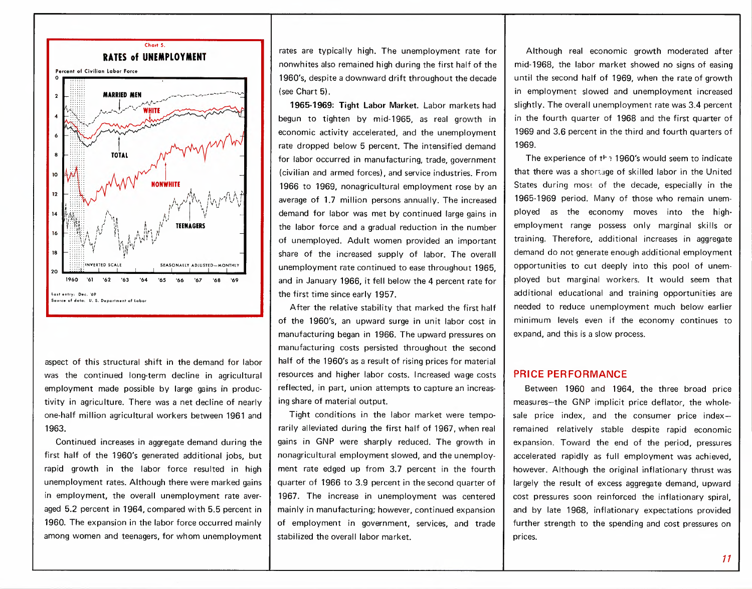Chart 5.

**RATES of UNEMPLOYMENT**

Percent of Civilian Labor Force

Last entry: Dec. '69
Source of data: U. S. Department of Labor

aspect of this structural shift in the demand for labor was the continued long-term decline in agricultural employment made possible by large gains in productivity in agriculture. There was a net decline of nearly one-half million agricultural workers between 1961 and 1963.

Continued increases in aggregate demand during the first half of the 1960's generated additional jobs, but rapid growth in the labor force resulted in high unemployment rates. Although there were marked gains in employment, the overall unemployment rate averaged 5.2 percent in 1964, compared with 5.5 percent in 1960. The expansion in the labor force occurred mainly among women and teenagers, for whom unemployment rates are typically high. The unemployment rate for nonwhites also remained high during the first half of the 1960's, despite a downward drift throughout the decade (see Chart 5).

**1965-1969: Tight Labor Market.** Labor markets had begun to tighten by mid-1965, as real growth in economic activity accelerated, and the unemployment rate dropped below 5 percent. The intensified demand for labor occurred in manufacturing, trade, government (civilian and armed forces), and service industries. From 1966 to 1969, nonagricultural employment rose by an average of 1.7 million persons annually. The increased demand for labor was met by continued large gains in the labor force and a gradual reduction in the number of unemployed. Adult women provided an important share of the increased supply of labor. The overall unemployment rate continued to ease throughout 1965, and in January 1966, it fell below the 4 percent rate for the first time since early 1957.

After the relative stability that marked the first half of the 1960's, an upward surge in unit labor cost in manufacturing began in 1966. The upward pressures on manufacturing costs persisted throughout the second half of the 1960's as a result of rising prices for material resources and higher labor costs. Increased wage costs reflected, in part, union attempts to capture an increasing share of material output.

Tight conditions in the labor market were temporarily alleviated during the first half of 1967, when real gains in GNP were sharply reduced. The growth in nonagricultural employment slowed, and the unemployment rate edged up from 3.7 percent in the fourth quarter of 1966 to 3.9 percent in the second quarter of 1967. The increase in unemployment was centered mainly in manufacturing; however, continued expansion of employment in government, services, and trade stabilized the overall labor market.

Although real economic growth moderated after mid-1968, the labor market showed no signs of easing until the second half of 1969, when the rate of growth in employment slowed and unemployment increased slightly. The overall unemployment rate was 3.4 percent in the fourth quarter of 1968 and the first quarter of 1969 and 3.6 percent in the third and fourth quarters of 1969.

The experience of the 1960's would seem to indicate that there was a shortage of skilled labor in the United States during most of the decade, especially in the 1965-1969 period. Many of those who remain unemployed as the economy moves into the high-employment range possess only marginal skills or training. Therefore, additional increases in aggregate demand do not generate enough additional employment opportunities to cut deeply into this pool of unemployed but marginal workers. It would seem that additional educational and training opportunities are needed to reduce unemployment much below earlier minimum levels even if the economy continues to expand, and this is a slow process.

## PRICE PERFORMANCE

Between 1960 and 1964, the three broad price measures—the GNP implicit price deflator, the wholesale price index, and the consumer price index—remained relatively stable despite rapid economic expansion. Toward the end of the period, pressures accelerated rapidly as full employment was achieved, however. Although the original inflationary thrust was largely the result of excess aggregate demand, upward cost pressures soon reinforced the inflationary spiral, and by late 1968, inflationary expectations provided further strength to the spending and cost pressures on prices.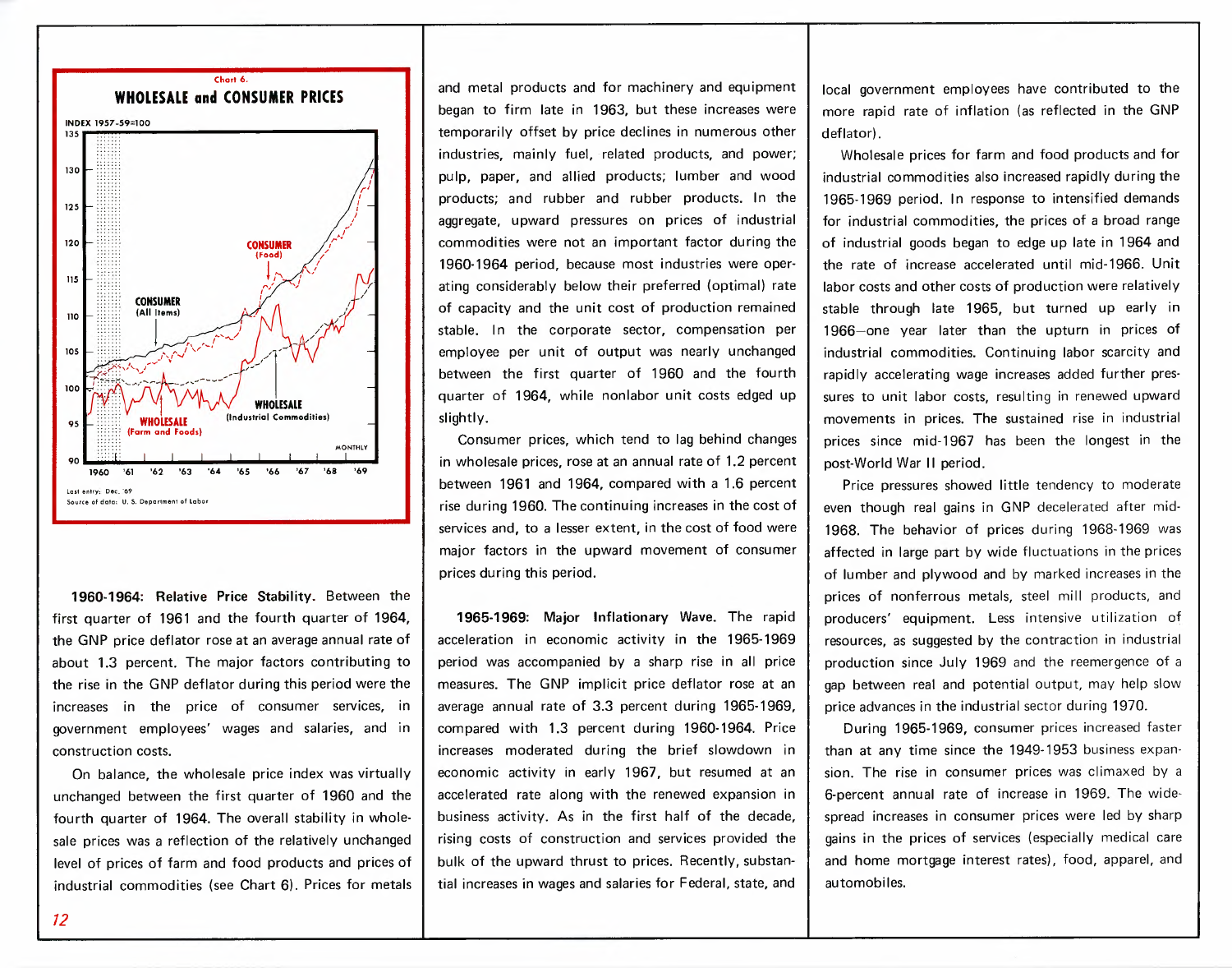Chart 6.

**WHOLESALE and CONSUMER PRICES**

INDEX 1957-59=100

Last entry: Dec. '69

Source of data: U. S. Department of Labor

**1960-1964: Relative Price Stability.** Between the first quarter of 1961 and the fourth quarter of 1964, the GNP price deflator rose at an average annual rate of about 1.3 percent. The major factors contributing to the rise in the GNP deflator during this period were the increases in the price of consumer services, in government employees' wages and salaries, and in construction costs.

On balance, the wholesale price index was virtually unchanged between the first quarter of 1960 and the fourth quarter of 1964. The overall stability in wholesale prices was a reflection of the relatively unchanged level of prices of farm and food products and prices of industrial commodities (see Chart 6). Prices for metals and metal products and for machinery and equipment began to firm late in 1963, but these increases were temporarily offset by price declines in numerous other industries, mainly fuel, related products, and power; pulp, paper, and allied products; lumber and wood products; and rubber and rubber products. In the aggregate, upward pressures on prices of industrial commodities were not an important factor during the 1960-1964 period, because most industries were operating considerably below their preferred (optimal) rate of capacity and the unit cost of production remained stable. In the corporate sector, compensation per employee per unit of output was nearly unchanged between the first quarter of 1960 and the fourth quarter of 1964, while nonlabor unit costs edged up slightly.

Consumer prices, which tend to lag behind changes in wholesale prices, rose at an annual rate of 1.2 percent between 1961 and 1964, compared with a 1.6 percent rise during 1960. The continuing increases in the cost of services and, to a lesser extent, in the cost of food were major factors in the upward movement of consumer prices during this period.

**1965-1969: Major Inflationary Wave.** The rapid acceleration in economic activity in the 1965-1969 period was accompanied by a sharp rise in all price measures. The GNP implicit price deflator rose at an average annual rate of 3.3 percent during 1965-1969, compared with 1.3 percent during 1960-1964. Price increases moderated during the brief slowdown in economic activity in early 1967, but resumed at an accelerated rate along with the renewed expansion in business activity. As in the first half of the decade, rising costs of construction and services provided the bulk of the upward thrust to prices. Recently, substantial increases in wages and salaries for Federal, state, and local government employees have contributed to the more rapid rate of inflation (as reflected in the GNP deflator).

Wholesale prices for farm and food products and for industrial commodities also increased rapidly during the 1965-1969 period. In response to intensified demands for industrial commodities, the prices of a broad range of industrial goods began to edge up late in 1964 and the rate of increase accelerated until mid-1966. Unit labor costs and other costs of production were relatively stable through late 1965, but turned up early in 1966—one year later than the upturn in prices of industrial commodities. Continuing labor scarcity and rapidly accelerating wage increases added further pressures to unit labor costs, resulting in renewed upward movements in prices. The sustained rise in industrial prices since mid-1967 has been the longest in the post-World War II period.

Price pressures showed little tendency to moderate even though real gains in GNP decelerated after mid-1968. The behavior of prices during 1968-1969 was affected in large part by wide fluctuations in the prices of lumber and plywood and by marked increases in the prices of nonferrous metals, steel mill products, and producers' equipment. Less intensive utilization of resources, as suggested by the contraction in industrial production since July 1969 and the reemergence of a gap between real and potential output, may help slow price advances in the industrial sector during 1970.

During 1965-1969, consumer prices increased faster than at any time since the 1949-1953 business expansion. The rise in consumer prices was climaxed by a 6-percent annual rate of increase in 1969. The widespread increases in consumer prices were led by sharp gains in the prices of services (especially medical care and home mortgage interest rates), food, apparel, and automobiles.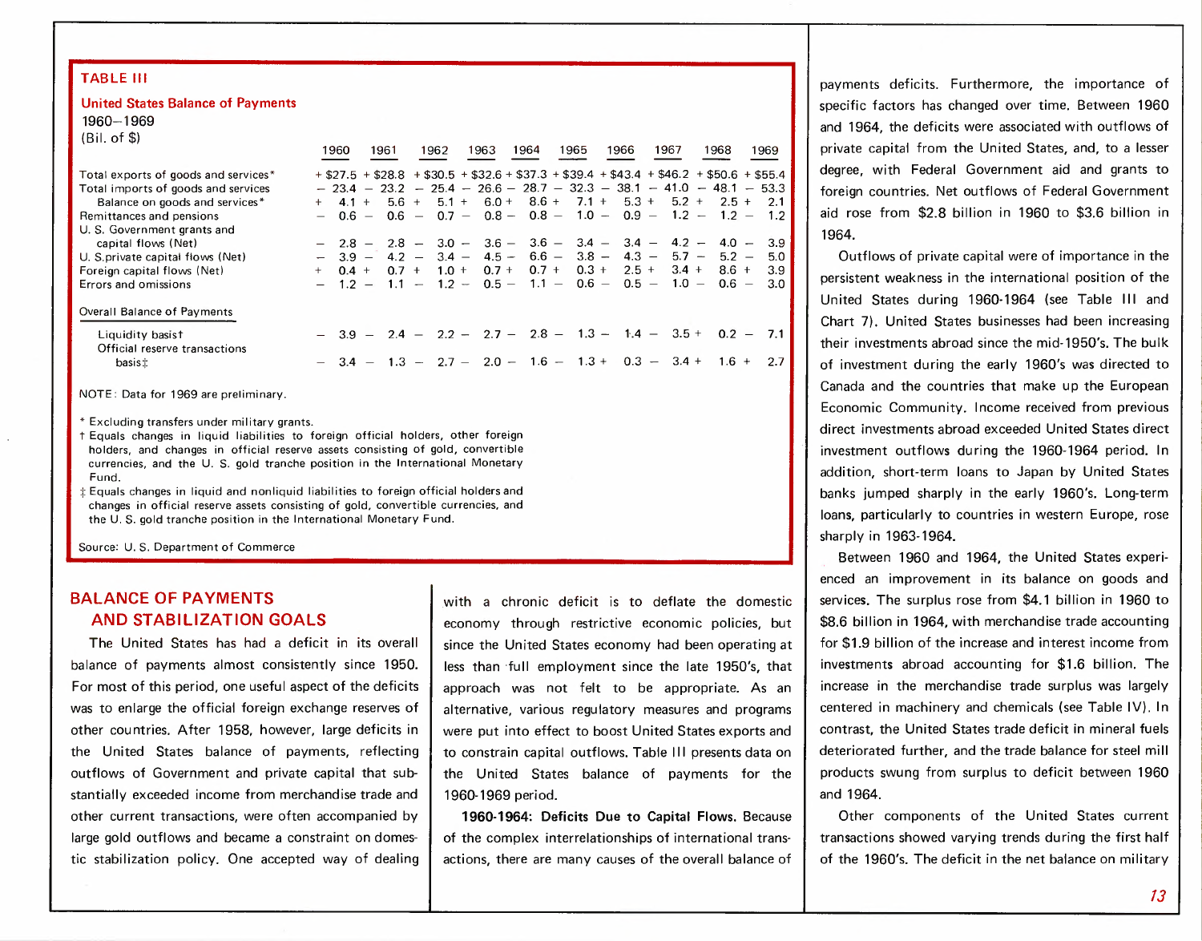**TABLE III**

**United States Balance of Payments**
1960–1969
(Bil. of $)

| | 1960 | 1961 | 1962 | 1963 | 1964 | 1965 | 1966 | 1967 | 1968 | 1969 |
|---|---|---|---|---|---|---|---|---|---|---|
| Total exports of goods and services* | + $27.5 | + $28.8 | + $30.5 | + $32.6 | + $37.3 | + $39.4 | + $43.4 | + $46.2 | + $50.6 | + $55.4 |
| Total imports of goods and services | − 23.4 | − 23.2 | − 25.4 | − 26.6 | − 28.7 | − 32.3 | − 38.1 | − 41.0 | − 48.1 | − 53.3 |
| Balance on goods and services* | + 4.1 | + 5.6 | + 5.1 | + 6.0 | + 8.6 | + 7.1 | + 5.3 | + 5.2 | + 2.5 | + 2.1 |
| Remittances and pensions | − 0.6 | − 0.6 | − 0.7 | − 0.8 | − 0.8 | − 1.0 | − 0.9 | − 1.2 | − 1.2 | − 1.2 |
| U. S. Government grants and capital flows (Net) | − 2.8 | − 2.8 | − 3.0 | − 3.6 | − 3.6 | − 3.4 | − 3.4 | − 4.2 | − 4.0 | − 3.9 |
| U. S. private capital flows (Net) | − 3.9 | − 4.2 | − 3.4 | − 4.5 | − 6.6 | − 3.8 | − 4.3 | − 5.7 | − 5.2 | − 5.0 |
| Foreign capital flows (Net) | + 0.4 | + 0.7 | + 1.0 | + 0.7 | + 0.7 | + 0.3 | + 2.5 | + 3.4 | + 8.6 | + 3.9 |
| Errors and omissions | − 1.2 | − 1.1 | − 1.2 | − 0.5 | − 1.1 | − 0.6 | − 0.5 | − 1.0 | − 0.6 | − 3.0 |
| Overall Balance of Payments | | | | | | | | | | |
| Liquidity basis† | − 3.9 | − 2.4 | − 2.2 | − 2.7 | − 2.8 | − 1.3 | − 1.4 | − 3.5 | + 0.2 | − 7.1 |
| Official reserve transactions basis‡ | − 3.4 | − 1.3 | − 2.7 | − 2.0 | − 1.6 | − 1.3 | + 0.3 | − 3.4 | + 1.6 | + 2.7 |

NOTE: Data for 1969 are preliminary.

\* Excluding transfers under military grants.

† Equals changes in liquid liabilities to foreign official holders, other foreign holders, and changes in official reserve assets consisting of gold, convertible currencies, and the U. S. gold tranche position in the International Monetary Fund.

‡ Equals changes in liquid and nonliquid liabilities to foreign official holders and changes in official reserve assets consisting of gold, convertible currencies, and the U. S. gold tranche position in the International Monetary Fund.

Source: U. S. Department of Commerce

## BALANCE OF PAYMENTS AND STABILIZATION GOALS

The United States has had a deficit in its overall balance of payments almost consistently since 1950. For most of this period, one useful aspect of the deficits was to enlarge the official foreign exchange reserves of other countries. After 1958, however, large deficits in the United States balance of payments, reflecting outflows of Government and private capital that substantially exceeded income from merchandise trade and other current transactions, were often accompanied by large gold outflows and became a constraint on domestic stabilization policy. One accepted way of dealing with a chronic deficit is to deflate the domestic economy through restrictive economic policies, but since the United States economy had been operating at less than full employment since the late 1950's, that approach was not felt to be appropriate. As an alternative, various regulatory measures and programs were put into effect to boost United States exports and to constrain capital outflows. Table III presents data on the United States balance of payments for the 1960-1969 period.

**1960-1964: Deficits Due to Capital Flows.** Because of the complex interrelationships of international transactions, there are many causes of the overall balance of payments deficits. Furthermore, the importance of specific factors has changed over time. Between 1960 and 1964, the deficits were associated with outflows of private capital from the United States, and, to a lesser degree, with Federal Government aid and grants to foreign countries. Net outflows of Federal Government aid rose from $2.8 billion in 1960 to $3.6 billion in 1964.

Outflows of private capital were of importance in the persistent weakness in the international position of the United States during 1960-1964 (see Table III and Chart 7). United States businesses had been increasing their investments abroad since the mid-1950's. The bulk of investment during the early 1960's was directed to Canada and the countries that make up the European Economic Community. Income received from previous direct investments abroad exceeded United States direct investment outflows during the 1960-1964 period. In addition, short-term loans to Japan by United States banks jumped sharply in the early 1960's. Long-term loans, particularly to countries in western Europe, rose sharply in 1963-1964.

Between 1960 and 1964, the United States experienced an improvement in its balance on goods and services. The surplus rose from $4.1 billion in 1960 to $8.6 billion in 1964, with merchandise trade accounting for $1.9 billion of the increase and interest income from investments abroad accounting for $1.6 billion. The increase in the merchandise trade surplus was largely centered in machinery and chemicals (see Table IV). In contrast, the United States trade deficit in mineral fuels deteriorated further, and the trade balance for steel mill products swung from surplus to deficit between 1960 and 1964.

Other components of the United States current transactions showed varying trends during the first half of the 1960's. The deficit in the net balance on military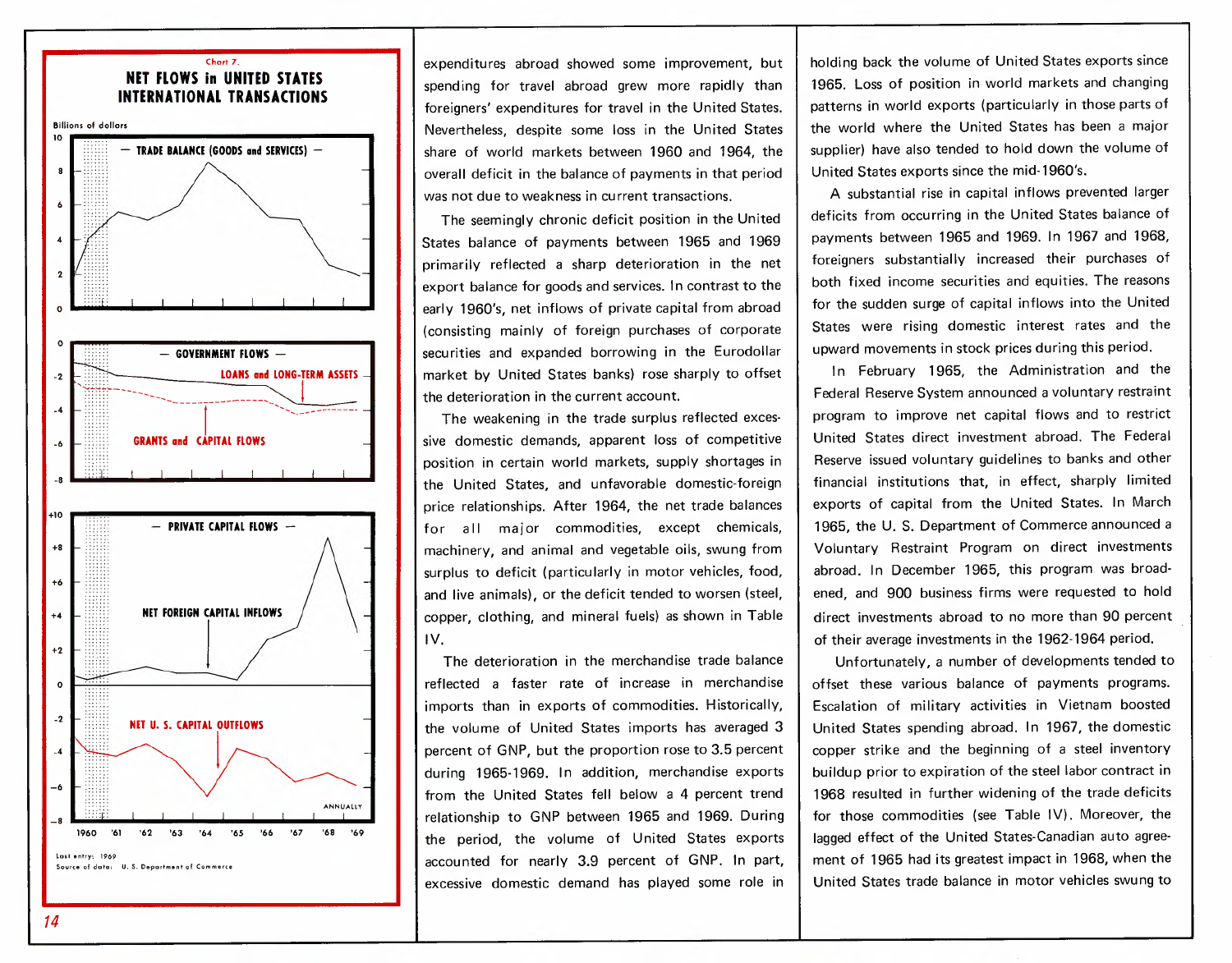Chart 7.

**NET FLOWS in UNITED STATES INTERNATIONAL TRANSACTIONS**

Billions of dollars

— TRADE BALANCE (GOODS and SERVICES) —

— GOVERNMENT FLOWS —

LOANS and LONG-TERM ASSETS

GRANTS and CAPITAL FLOWS

— PRIVATE CAPITAL FLOWS —

NET FOREIGN CAPITAL INFLOWS

NET U. S. CAPITAL OUTFLOWS

ANNUALLY

1960 '61 '62 '63 '64 '65 '66 '67 '68 '69

Last entry: 1969

Source of data: U. S. Department of Commerce

expenditures abroad showed some improvement, but spending for travel abroad grew more rapidly than foreigners' expenditures for travel in the United States. Nevertheless, despite some loss in the United States share of world markets between 1960 and 1964, the overall deficit in the balance of payments in that period was not due to weakness in current transactions.

The seemingly chronic deficit position in the United States balance of payments between 1965 and 1969 primarily reflected a sharp deterioration in the net export balance for goods and services. In contrast to the early 1960's, net inflows of private capital from abroad (consisting mainly of foreign purchases of corporate securities and expanded borrowing in the Eurodollar market by United States banks) rose sharply to offset the deterioration in the current account.

The weakening in the trade surplus reflected excessive domestic demands, apparent loss of competitive position in certain world markets, supply shortages in the United States, and unfavorable domestic-foreign price relationships. After 1964, the net trade balances for all major commodities, except chemicals, machinery, and animal and vegetable oils, swung from surplus to deficit (particularly in motor vehicles, food, and live animals), or the deficit tended to worsen (steel, copper, clothing, and mineral fuels) as shown in Table IV.

The deterioration in the merchandise trade balance reflected a faster rate of increase in merchandise imports than in exports of commodities. Historically, the volume of United States imports has averaged 3 percent of GNP, but the proportion rose to 3.5 percent during 1965-1969. In addition, merchandise exports from the United States fell below a 4 percent trend relationship to GNP between 1965 and 1969. During the period, the volume of United States exports accounted for nearly 3.9 percent of GNP. In part, excessive domestic demand has played some role in holding back the volume of United States exports since 1965. Loss of position in world markets and changing patterns in world exports (particularly in those parts of the world where the United States has been a major supplier) have also tended to hold down the volume of United States exports since the mid-1960's.

A substantial rise in capital inflows prevented larger deficits from occurring in the United States balance of payments between 1965 and 1969. In 1967 and 1968, foreigners substantially increased their purchases of both fixed income securities and equities. The reasons for the sudden surge of capital inflows into the United States were rising domestic interest rates and the upward movements in stock prices during this period.

In February 1965, the Administration and the Federal Reserve System announced a voluntary restraint program to improve net capital flows and to restrict United States direct investment abroad. The Federal Reserve issued voluntary guidelines to banks and other financial institutions that, in effect, sharply limited exports of capital from the United States. In March 1965, the U. S. Department of Commerce announced a Voluntary Restraint Program on direct investments abroad. In December 1965, this program was broadened, and 900 business firms were requested to hold direct investments abroad to no more than 90 percent of their average investments in the 1962-1964 period.

Unfortunately, a number of developments tended to offset these various balance of payments programs. Escalation of military activities in Vietnam boosted United States spending abroad. In 1967, the domestic copper strike and the beginning of a steel inventory buildup prior to expiration of the steel labor contract in 1968 resulted in further widening of the trade deficits for those commodities (see Table IV). Moreover, the lagged effect of the United States-Canadian auto agreement of 1965 had its greatest impact in 1968, when the United States trade balance in motor vehicles swung to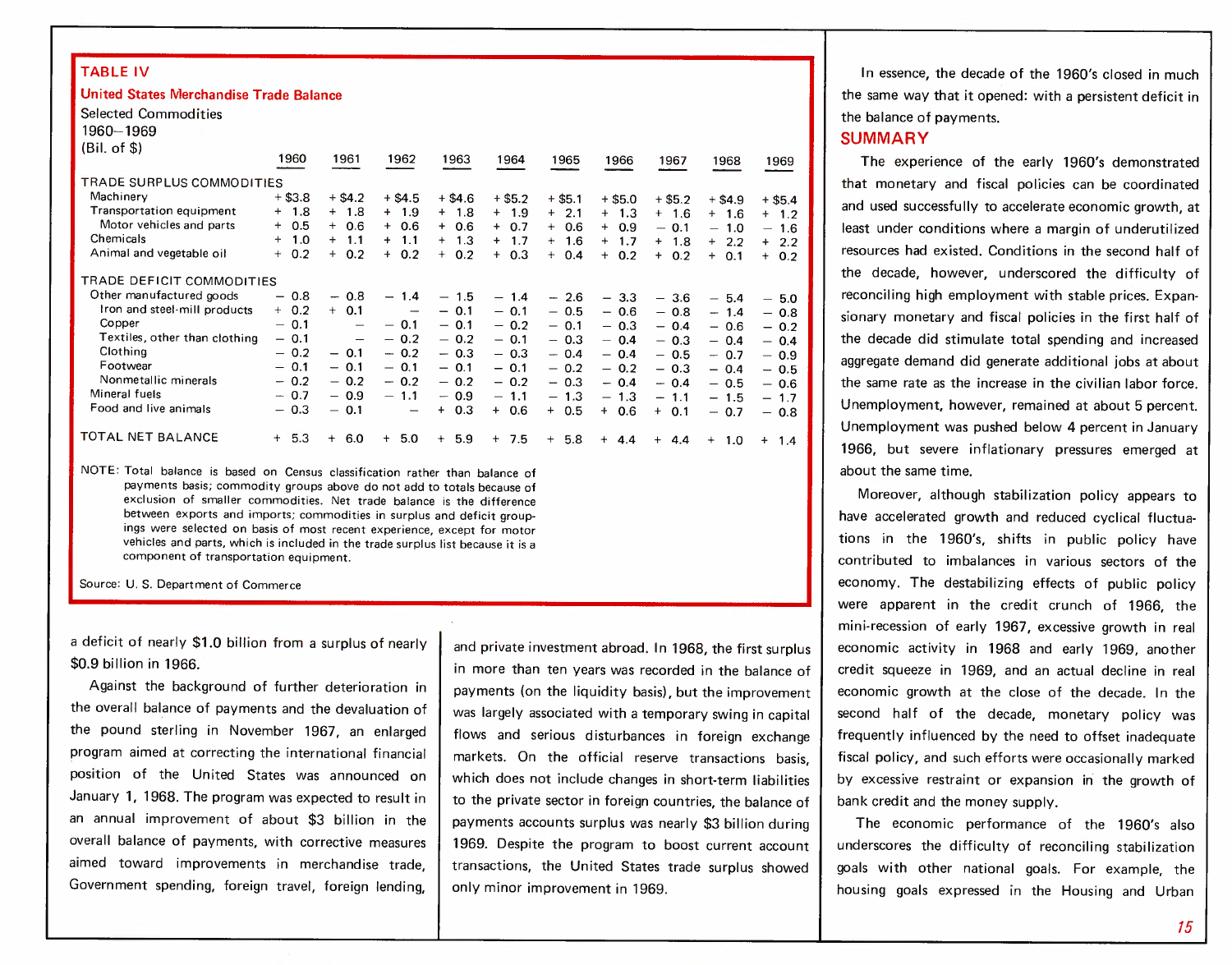**TABLE IV**

**United States Merchandise Trade Balance**

Selected Commodities

1960–1969

(Bil. of $)

| | 1960 | 1961 | 1962 | 1963 | 1964 | 1965 | 1966 | 1967 | 1968 | 1969 |
|---|---|---|---|---|---|---|---|---|---|---|
| TRADE SURPLUS COMMODITIES | | | | | | | | | | |
| Machinery | +$3.8 | +$4.2 | +$4.5 | +$4.6 | +$5.2 | +$5.1 | +$5.0 | +$5.2 | +$4.9 | +$5.4 |
| Transportation equipment | + 1.8 | + 1.8 | + 1.9 | + 1.8 | + 1.9 | + 2.1 | + 1.3 | + 1.6 | + 1.6 | + 1.2 |
| Motor vehicles and parts | + 0.5 | + 0.6 | + 0.6 | + 0.6 | + 0.7 | + 0.6 | + 0.9 | – 0.1 | – 1.0 | – 1.6 |
| Chemicals | + 1.0 | + 1.1 | + 1.1 | + 1.3 | + 1.7 | + 1.6 | + 1.7 | + 1.8 | + 2.2 | + 2.2 |
| Animal and vegetable oil | + 0.2 | + 0.2 | + 0.2 | + 0.2 | + 0.3 | + 0.4 | + 0.2 | + 0.2 | + 0.1 | + 0.2 |
| TRADE DEFICIT COMMODITIES | | | | | | | | | | |
| Other manufactured goods | – 0.8 | – 0.8 | – 1.4 | – 1.5 | – 1.4 | – 2.6 | – 3.3 | – 3.6 | – 5.4 | – 5.0 |
| Iron and steel-mill products | + 0.2 | + 0.1 | – | – 0.1 | – 0.1 | – 0.5 | – 0.6 | – 0.8 | – 1.4 | – 0.8 |
| Copper | – 0.1 | – | – 0.1 | – 0.1 | – 0.2 | – 0.1 | – 0.3 | – 0.4 | – 0.6 | – 0.2 |
| Textiles, other than clothing | – 0.1 | – | – 0.2 | – 0.2 | – 0.1 | – 0.3 | – 0.4 | – 0.3 | – 0.4 | – 0.4 |
| Clothing | – 0.2 | – 0.1 | – 0.2 | – 0.3 | – 0.3 | – 0.4 | – 0.4 | – 0.5 | – 0.7 | – 0.9 |
| Footwear | – 0.1 | – 0.1 | – 0.1 | – 0.1 | – 0.1 | – 0.2 | – 0.2 | – 0.3 | – 0.4 | – 0.5 |
| Nonmetallic minerals | – 0.2 | – 0.2 | – 0.2 | – 0.2 | – 0.2 | – 0.3 | – 0.4 | – 0.4 | – 0.5 | – 0.6 |
| Mineral fuels | – 0.7 | – 0.9 | – 1.1 | – 0.9 | – 1.1 | – 1.3 | – 1.3 | – 1.1 | – 1.5 | – 1.7 |
| Food and live animals | – 0.3 | – 0.1 | – | + 0.3 | + 0.6 | + 0.5 | + 0.6 | + 0.1 | – 0.7 | – 0.8 |
| TOTAL NET BALANCE | + 5.3 | + 6.0 | + 5.0 | + 5.9 | + 7.5 | + 5.8 | + 4.4 | + 4.4 | + 1.0 | + 1.4 |

NOTE: Total balance is based on Census classification rather than balance of payments basis; commodity groups above do not add to totals because of exclusion of smaller commodities. Net trade balance is the difference between exports and imports; commodities in surplus and deficit groupings were selected on basis of most recent experience, except for motor vehicles and parts, which is included in the trade surplus list because it is a component of transportation equipment.

Source: U. S. Department of Commerce

a deficit of nearly $1.0 billion from a surplus of nearly $0.9 billion in 1966.

Against the background of further deterioration in the overall balance of payments and the devaluation of the pound sterling in November 1967, an enlarged program aimed at correcting the international financial position of the United States was announced on January 1, 1968. The program was expected to result in an annual improvement of about $3 billion in the overall balance of payments, with corrective measures aimed toward improvements in merchandise trade, Government spending, foreign travel, foreign lending, and private investment abroad. In 1968, the first surplus in more than ten years was recorded in the balance of payments (on the liquidity basis), but the improvement was largely associated with a temporary swing in capital flows and serious disturbances in foreign exchange markets. On the official reserve transactions basis, which does not include changes in short-term liabilities to the private sector in foreign countries, the balance of payments accounts surplus was nearly $3 billion during 1969. Despite the program to boost current account transactions, the United States trade surplus showed only minor improvement in 1969.

In essence, the decade of the 1960's closed in much the same way that it opened: with a persistent deficit in the balance of payments.

## SUMMARY

The experience of the early 1960's demonstrated that monetary and fiscal policies can be coordinated and used successfully to accelerate economic growth, at least under conditions where a margin of underutilized resources had existed. Conditions in the second half of the decade, however, underscored the difficulty of reconciling high employment with stable prices. Expansionary monetary and fiscal policies in the first half of the decade did stimulate total spending and increased aggregate demand did generate additional jobs at about the same rate as the increase in the civilian labor force. Unemployment, however, remained at about 5 percent. Unemployment was pushed below 4 percent in January 1966, but severe inflationary pressures emerged at about the same time.

Moreover, although stabilization policy appears to have accelerated growth and reduced cyclical fluctuations in the 1960's, shifts in public policy have contributed to imbalances in various sectors of the economy. The destabilizing effects of public policy were apparent in the credit crunch of 1966, the mini-recession of early 1967, excessive growth in real economic activity in 1968 and early 1969, another credit squeeze in 1969, and an actual decline in real economic growth at the close of the decade. In the second half of the decade, monetary policy was frequently influenced by the need to offset inadequate fiscal policy, and such efforts were occasionally marked by excessive restraint or expansion in the growth of bank credit and the money supply.

The economic performance of the 1960's also underscores the difficulty of reconciling stabilization goals with other national goals. For example, the housing goals expressed in the Housing and Urban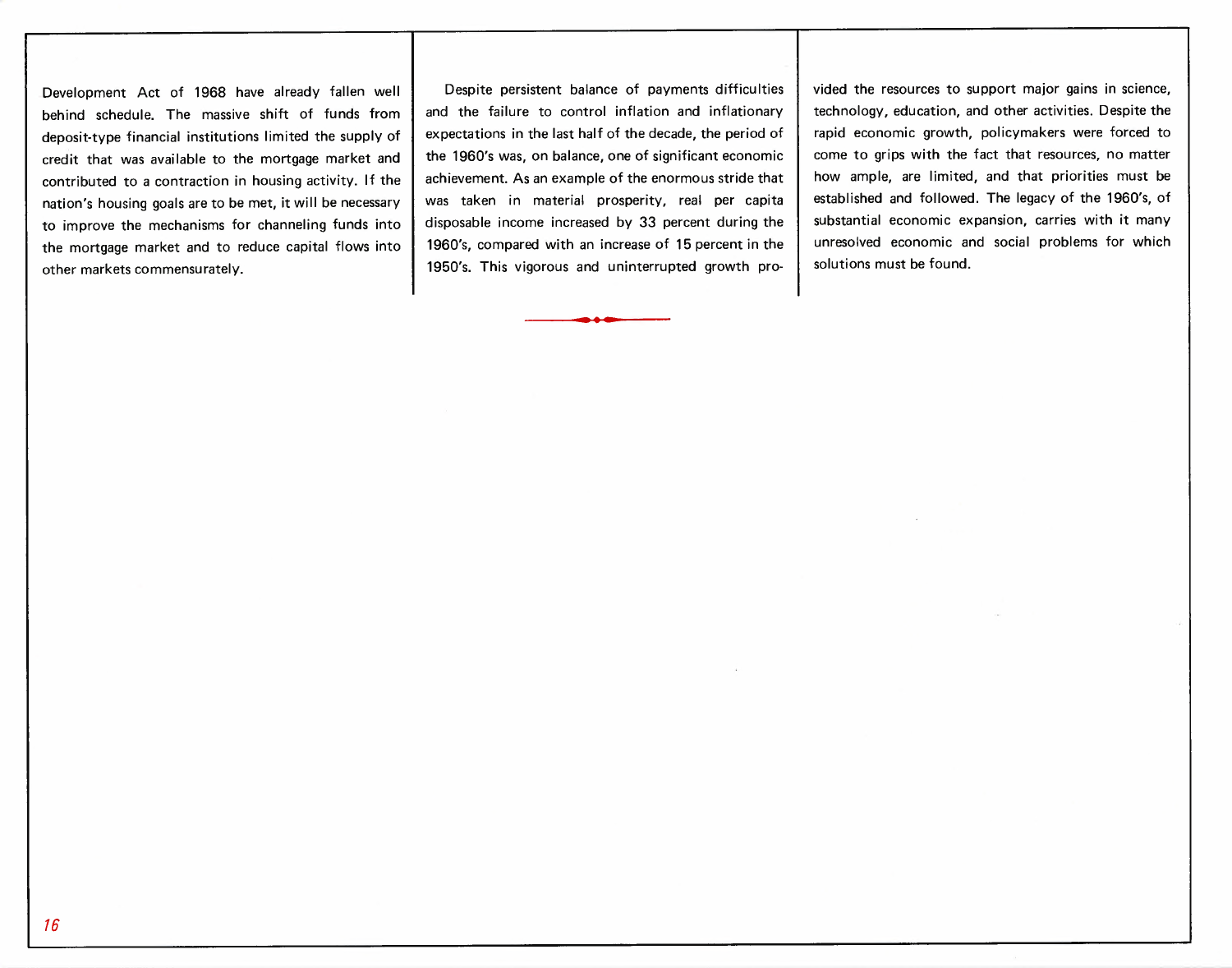Development Act of 1968 have already fallen well behind schedule. The massive shift of funds from deposit-type financial institutions limited the supply of credit that was available to the mortgage market and contributed to a contraction in housing activity. If the nation's housing goals are to be met, it will be necessary to improve the mechanisms for channeling funds into the mortgage market and to reduce capital flows into other markets commensurately.

Despite persistent balance of payments difficulties and the failure to control inflation and inflationary expectations in the last half of the decade, the period of the 1960's was, on balance, one of significant economic achievement. As an example of the enormous stride that was taken in material prosperity, real per capita disposable income increased by 33 percent during the 1960's, compared with an increase of 15 percent in the 1950's. This vigorous and uninterrupted growth provided the resources to support major gains in science, technology, education, and other activities. Despite the rapid economic growth, policymakers were forced to come to grips with the fact that resources, no matter how ample, are limited, and that priorities must be established and followed. The legacy of the 1960's, of substantial economic expansion, carries with it many unresolved economic and social problems for which solutions must be found.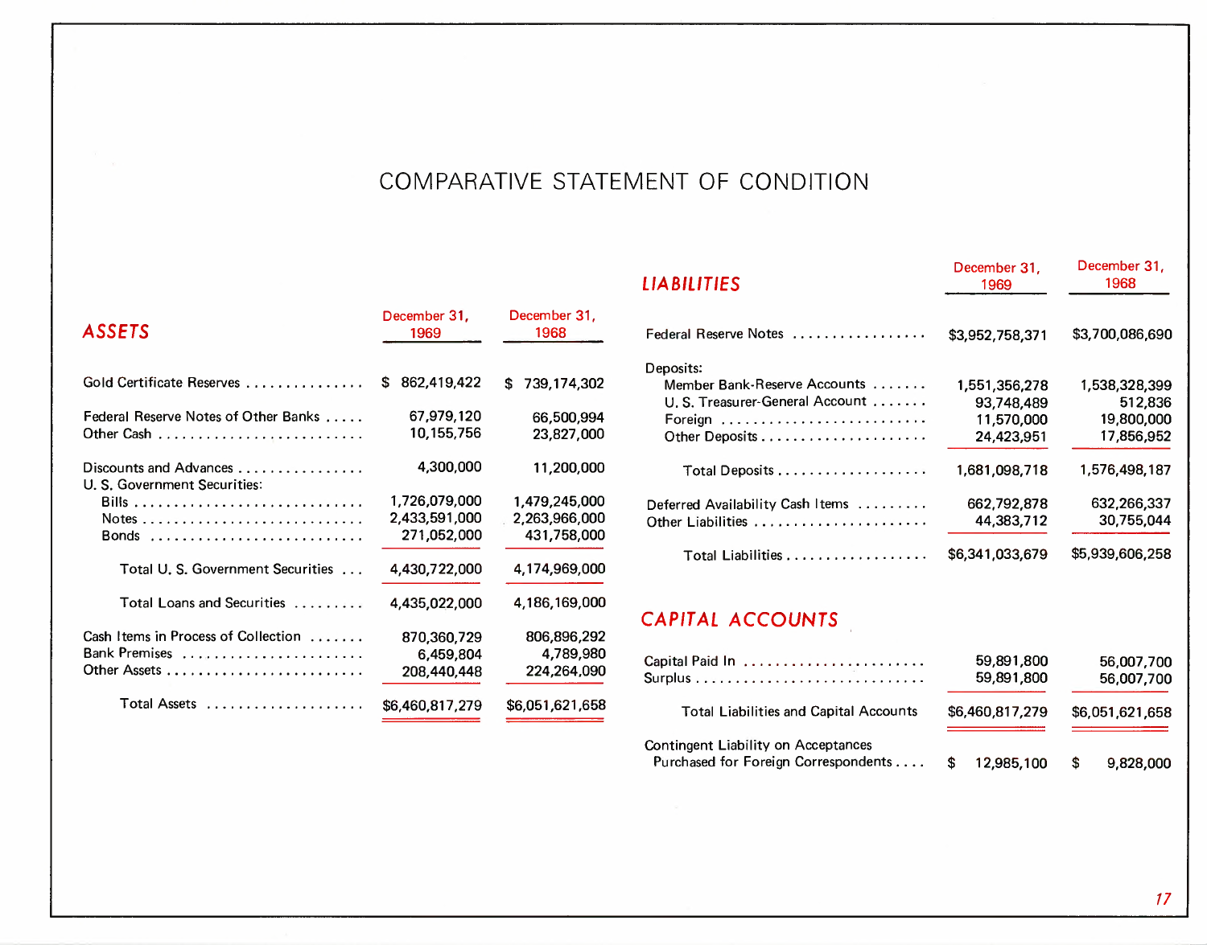# COMPARATIVE STATEMENT OF CONDITION

## ASSETS

| | December 31, 1969 | December 31, 1968 |
|---|---|---|
| Gold Certificate Reserves | $ 862,419,422 | $ 739,174,302 |
| Federal Reserve Notes of Other Banks | 67,979,120 | 66,500,994 |
| Other Cash | 10,155,756 | 23,827,000 |
| Discounts and Advances | 4,300,000 | 11,200,000 |
| U. S. Government Securities: | | |
| Bills | 1,726,079,000 | 1,479,245,000 |
| Notes | 2,433,591,000 | 2,263,966,000 |
| Bonds | 271,052,000 | 431,758,000 |
| Total U. S. Government Securities | 4,430,722,000 | 4,174,969,000 |
| Total Loans and Securities | 4,435,022,000 | 4,186,169,000 |
| Cash Items in Process of Collection | 870,360,729 | 806,896,292 |
| Bank Premises | 6,459,804 | 4,789,980 |
| Other Assets | 208,440,448 | 224,264,090 |
| Total Assets | $6,460,817,279 | $6,051,621,658 |

## LIABILITIES

| | December 31, 1969 | December 31, 1968 |
|---|---|---|
| Federal Reserve Notes | $3,952,758,371 | $3,700,086,690 |
| Deposits: | | |
| Member Bank-Reserve Accounts | 1,551,356,278 | 1,538,328,399 |
| U. S. Treasurer-General Account | 93,748,489 | 512,836 |
| Foreign | 11,570,000 | 19,800,000 |
| Other Deposits | 24,423,951 | 17,856,952 |
| Total Deposits | 1,681,098,718 | 1,576,498,187 |
| Deferred Availability Cash Items | 662,792,878 | 632,266,337 |
| Other Liabilities | 44,383,712 | 30,755,044 |
| Total Liabilities | $6,341,033,679 | $5,939,606,258 |

## CAPITAL ACCOUNTS

| | December 31, 1969 | December 31, 1968 |
|---|---|---|
| Capital Paid In | 59,891,800 | 56,007,700 |
| Surplus | 59,891,800 | 56,007,700 |
| Total Liabilities and Capital Accounts | $6,460,817,279 | $6,051,621,658 |
| Contingent Liability on Acceptances Purchased for Foreign Correspondents | $ 12,985,100 | $ 9,828,000 |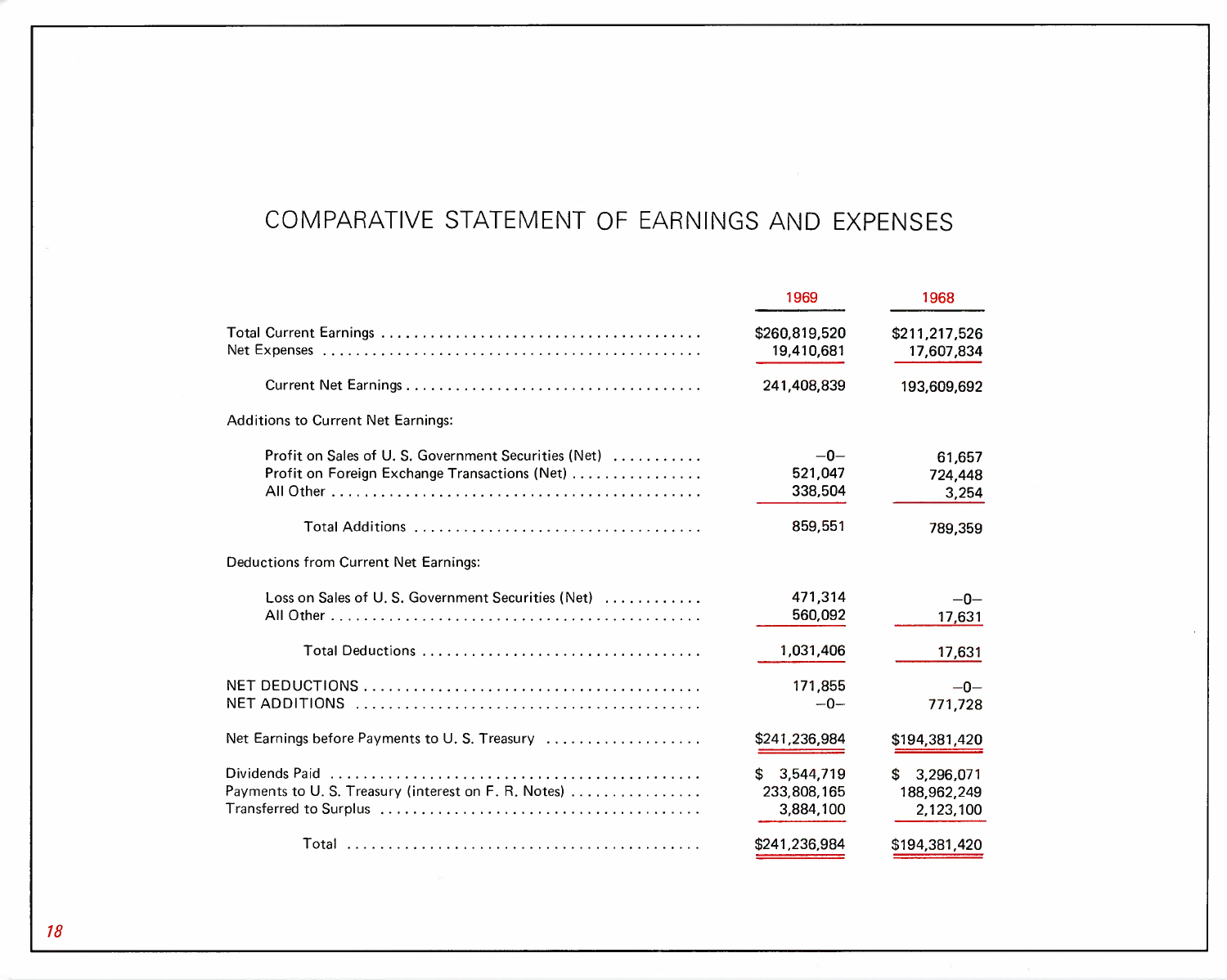# COMPARATIVE STATEMENT OF EARNINGS AND EXPENSES

| | 1969 | 1968 |
|---|---|---|
| Total Current Earnings | $260,819,520 | $211,217,526 |
| Net Expenses | 19,410,681 | 17,607,834 |
| Current Net Earnings | 241,408,839 | 193,609,692 |
| Additions to Current Net Earnings: | | |
| Profit on Sales of U. S. Government Securities (Net) | –0– | 61,657 |
| Profit on Foreign Exchange Transactions (Net) | 521,047 | 724,448 |
| All Other | 338,504 | 3,254 |
| Total Additions | 859,551 | 789,359 |
| Deductions from Current Net Earnings: | | |
| Loss on Sales of U. S. Government Securities (Net) | 471,314 | –0– |
| All Other | 560,092 | 17,631 |
| Total Deductions | 1,031,406 | 17,631 |
| NET DEDUCTIONS | 171,855 | –0– |
| NET ADDITIONS | –0– | 771,728 |
| Net Earnings before Payments to U. S. Treasury | $241,236,984 | $194,381,420 |
| Dividends Paid | $ 3,544,719 | $ 3,296,071 |
| Payments to U. S. Treasury (interest on F. R. Notes) | 233,808,165 | 188,962,249 |
| Transferred to Surplus | 3,884,100 | 2,123,100 |
| Total | $241,236,984 | $194,381,420 |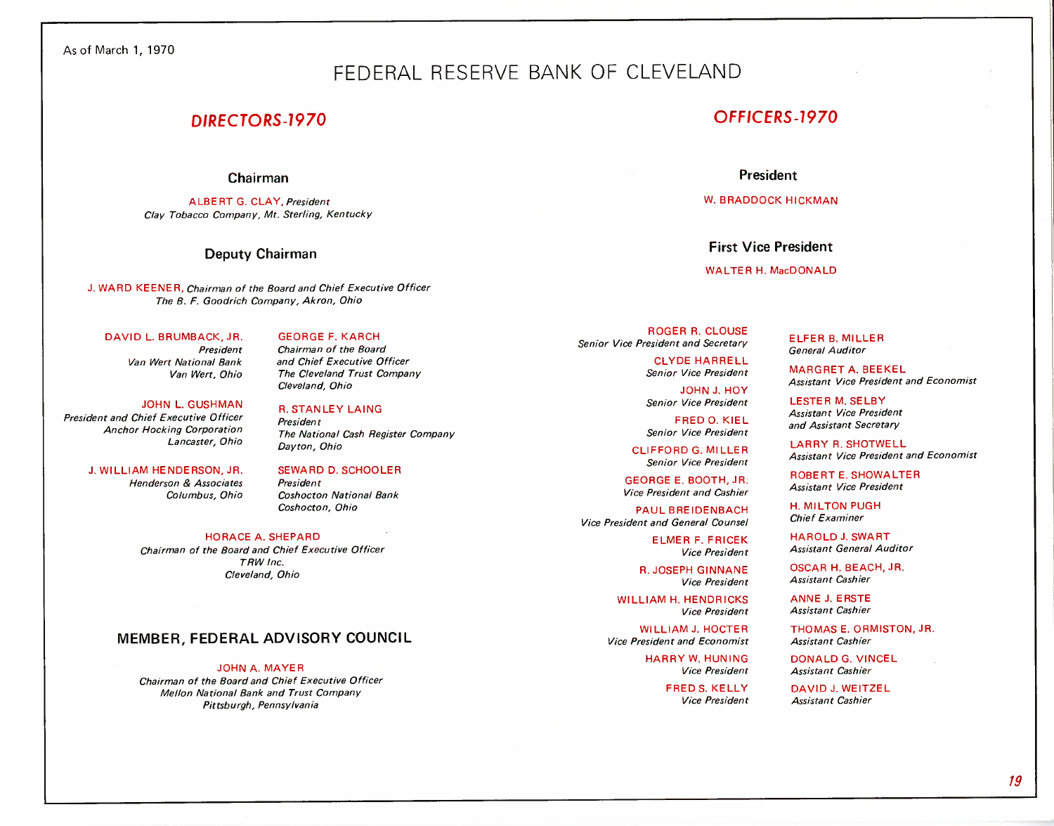As of March 1, 1970

# FEDERAL RESERVE BANK OF CLEVELAND

## DIRECTORS-1970

### Chairman

ALBERT G. CLAY, *President*
*Clay Tobacco Company, Mt. Sterling, Kentucky*

### Deputy Chairman

J. WARD KEENER, *Chairman of the Board and Chief Executive Officer*
*The B. F. Goodrich Company, Akron, Ohio*

DAVID L. BRUMBACK, JR.
*President*
*Van Wert National Bank*
*Van Wert, Ohio*

JOHN L. GUSHMAN
*President and Chief Executive Officer*
*Anchor Hocking Corporation*
*Lancaster, Ohio*

J. WILLIAM HENDERSON, JR.
*Henderson & Associates*
*Columbus, Ohio*

GEORGE F. KARCH
*Chairman of the Board*
*and Chief Executive Officer*
*The Cleveland Trust Company*
*Cleveland, Ohio*

R. STANLEY LAING
*President*
*The National Cash Register Company*
*Dayton, Ohio*

SEWARD D. SCHOOLER
*President*
*Coshocton National Bank*
*Coshocton, Ohio*

HORACE A. SHEPARD
*Chairman of the Board and Chief Executive Officer*
*TRW Inc.*
*Cleveland, Ohio*

### MEMBER, FEDERAL ADVISORY COUNCIL

JOHN A. MAYER
*Chairman of the Board and Chief Executive Officer*
*Mellon National Bank and Trust Company*
*Pittsburgh, Pennsylvania*

## OFFICERS-1970

### President

W. BRADDOCK HICKMAN

### First Vice President

WALTER H. MacDONALD

ROGER R. CLOUSE
*Senior Vice President and Secretary*

CLYDE HARRELL
*Senior Vice President*

JOHN J. HOY
*Senior Vice President*

FRED O. KIEL
*Senior Vice President*

CLIFFORD G. MILLER
*Senior Vice President*

GEORGE E. BOOTH, JR.
*Vice President and Cashier*

PAUL BREIDENBACH
*Vice President and General Counsel*

ELMER F. FRICEK
*Vice President*

R. JOSEPH GINNANE
*Vice President*

WILLIAM H. HENDRICKS
*Vice President*

WILLIAM J. HOCTER
*Vice President and Economist*

HARRY W. HUNING
*Vice President*

FRED S. KELLY
*Vice President*

ELFER B. MILLER
*General Auditor*

MARGRET A. BEEKEL
*Assistant Vice President and Economist*

LESTER M. SELBY
*Assistant Vice President*
*and Assistant Secretary*

LARRY R. SHOTWELL
*Assistant Vice President and Economist*

ROBERT E. SHOWALTER
*Assistant Vice President*

H. MILTON PUGH
*Chief Examiner*

HAROLD J. SWART
*Assistant General Auditor*

OSCAR H. BEACH, JR.
*Assistant Cashier*

ANNE J. ERSTE
*Assistant Cashier*

THOMAS E. ORMISTON, JR.
*Assistant Cashier*

DONALD G. VINCEL
*Assistant Cashier*

DAVID J. WEITZEL
*Assistant Cashier*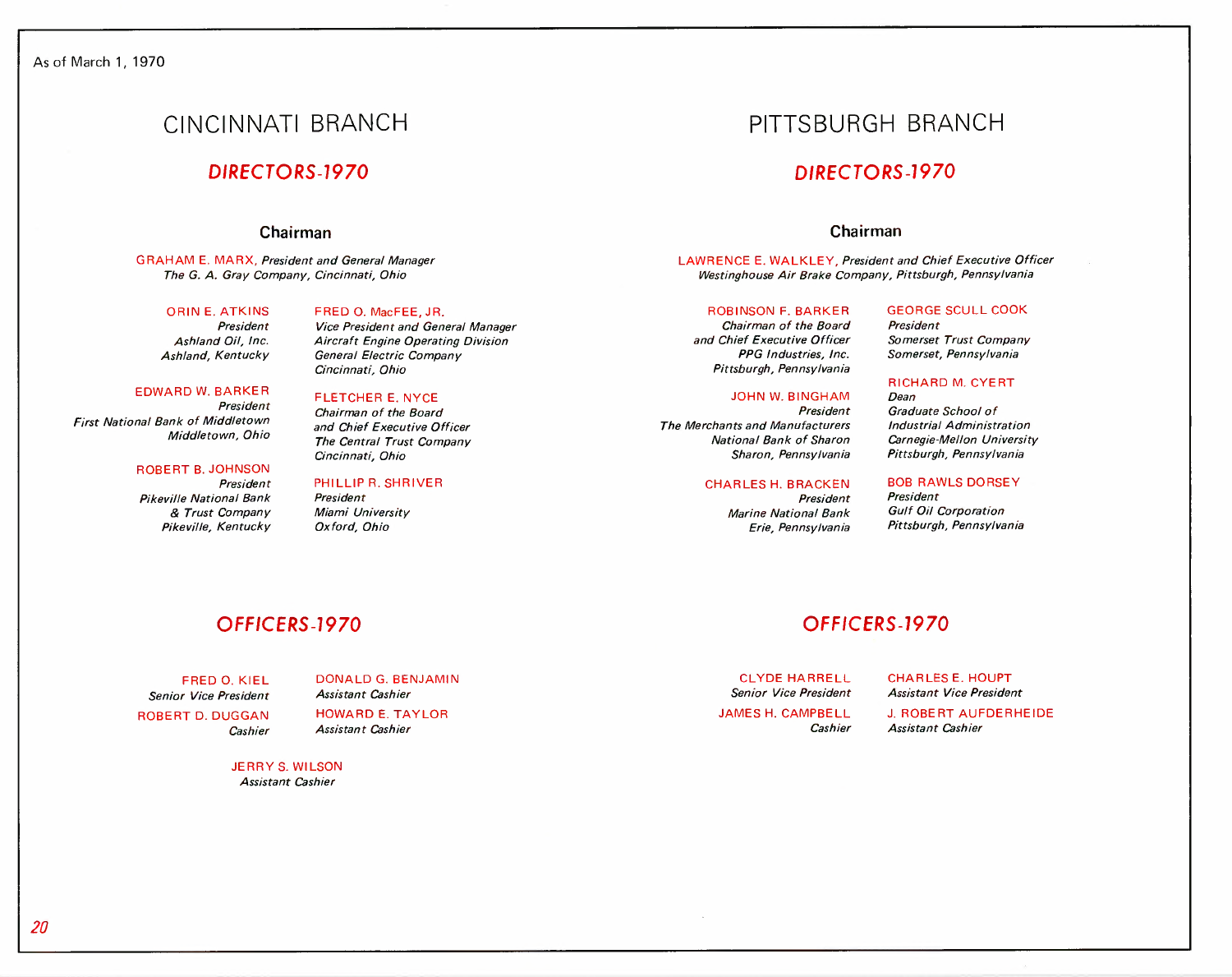As of March 1, 1970

# CINCINNATI BRANCH

## DIRECTORS-1970

### Chairman

GRAHAM E. MARX, *President and General Manager*
*The G. A. Gray Company, Cincinnati, Ohio*

ORIN E. ATKINS
*President*
*Ashland Oil, Inc.*
*Ashland, Kentucky*

EDWARD W. BARKER
*President*
*First National Bank of Middletown*
*Middletown, Ohio*

ROBERT B. JOHNSON
*President*
*Pikeville National Bank & Trust Company*
*Pikeville, Kentucky*

FRED O. MacFEE, JR.
*Vice President and General Manager*
*Aircraft Engine Operating Division*
*General Electric Company*
*Cincinnati, Ohio*

FLETCHER E. NYCE
*Chairman of the Board and Chief Executive Officer*
*The Central Trust Company*
*Cincinnati, Ohio*

PHILLIP R. SHRIVER
*President*
*Miami University*
*Oxford, Ohio*

## OFFICERS-1970

FRED O. KIEL
*Senior Vice President*

ROBERT D. DUGGAN
*Cashier*

DONALD G. BENJAMIN
*Assistant Cashier*

HOWARD E. TAYLOR
*Assistant Cashier*

JERRY S. WILSON
*Assistant Cashier*

# PITTSBURGH BRANCH

## DIRECTORS-1970

### Chairman

LAWRENCE E. WALKLEY, *President and Chief Executive Officer*
*Westinghouse Air Brake Company, Pittsburgh, Pennsylvania*

ROBINSON F. BARKER
*Chairman of the Board and Chief Executive Officer*
*PPG Industries, Inc.*
*Pittsburgh, Pennsylvania*

JOHN W. BINGHAM
*President*
*The Merchants and Manufacturers National Bank of Sharon*
*Sharon, Pennsylvania*

CHARLES H. BRACKEN
*President*
*Marine National Bank*
*Erie, Pennsylvania*

GEORGE SCULL COOK
*President*
*Somerset Trust Company*
*Somerset, Pennsylvania*

RICHARD M. CYERT
*Dean*
*Graduate School of Industrial Administration*
*Carnegie-Mellon University*
*Pittsburgh, Pennsylvania*

BOB RAWLS DORSEY
*President*
*Gulf Oil Corporation*
*Pittsburgh, Pennsylvania*

## OFFICERS-1970

CLYDE HARRELL
*Senior Vice President*

JAMES H. CAMPBELL
*Cashier*

CHARLES E. HOUPT
*Assistant Vice President*

J. ROBERT AUFDERHEIDE
*Assistant Cashier*